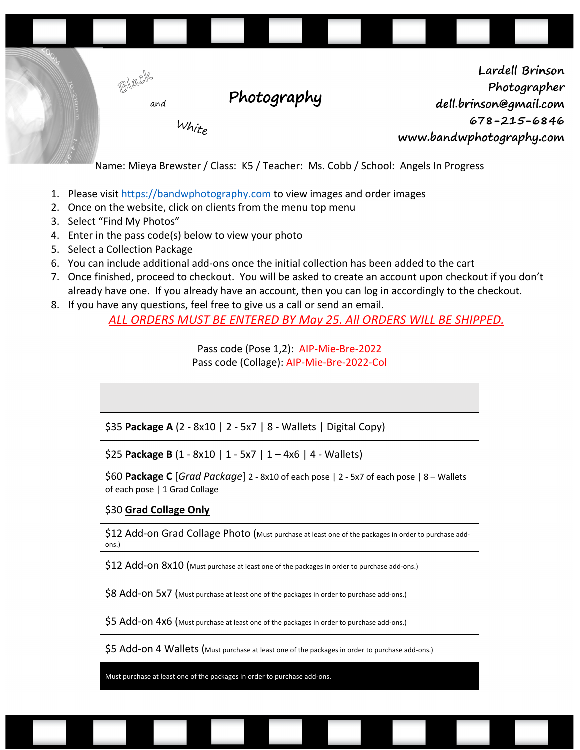Black and White **Photography**

**Lardell Brinson**
**Photographer**
**dell.brinson@gmail.com**
**678-215-6846**
**www.bandwphotography.com**

Name: Mieya Brewster / Class: K5 / Teacher: Ms. Cobb / School: Angels In Progress

1. Please visit https://bandwphotography.com to view images and order images
2. Once on the website, click on clients from the menu top menu
3. Select "Find My Photos"
4. Enter in the pass code(s) below to view your photo
5. Select a Collection Package
6. You can include additional add-ons once the initial collection has been added to the cart
7. Once finished, proceed to checkout. You will be asked to create an account upon checkout if you don't already have one. If you already have an account, then you can log in accordingly to the checkout.
8. If you have any questions, feel free to give us a call or send an email.

*ALL ORDERS MUST BE ENTERED BY May 25. All ORDERS WILL BE SHIPPED.*

Pass code (Pose 1,2): AIP-Mie-Bre-2022
Pass code (Collage): AIP-Mie-Bre-2022-Col

| |
|---|
| $35 **Package A** (2 - 8x10 \| 2 - 5x7 \| 8 - Wallets \| Digital Copy) |
| $25 **Package B** (1 - 8x10 \| 1 - 5x7 \| 1 – 4x6 \| 4 - Wallets) |
| $60 **Package C** [*Grad Package*] 2 - 8x10 of each pose \| 2 - 5x7 of each pose \| 8 – Wallets of each pose \| 1 Grad Collage |
| $30 **Grad Collage Only** |
| $12 Add-on Grad Collage Photo (Must purchase at least one of the packages in order to purchase add-ons.) |
| $12 Add-on 8x10 (Must purchase at least one of the packages in order to purchase add-ons.) |
| $8 Add-on 5x7 (Must purchase at least one of the packages in order to purchase add-ons.) |
| $5 Add-on 4x6 (Must purchase at least one of the packages in order to purchase add-ons.) |
| $5 Add-on 4 Wallets (Must purchase at least one of the packages in order to purchase add-ons.) |
| Must purchase at least one of the packages in order to purchase add-ons. |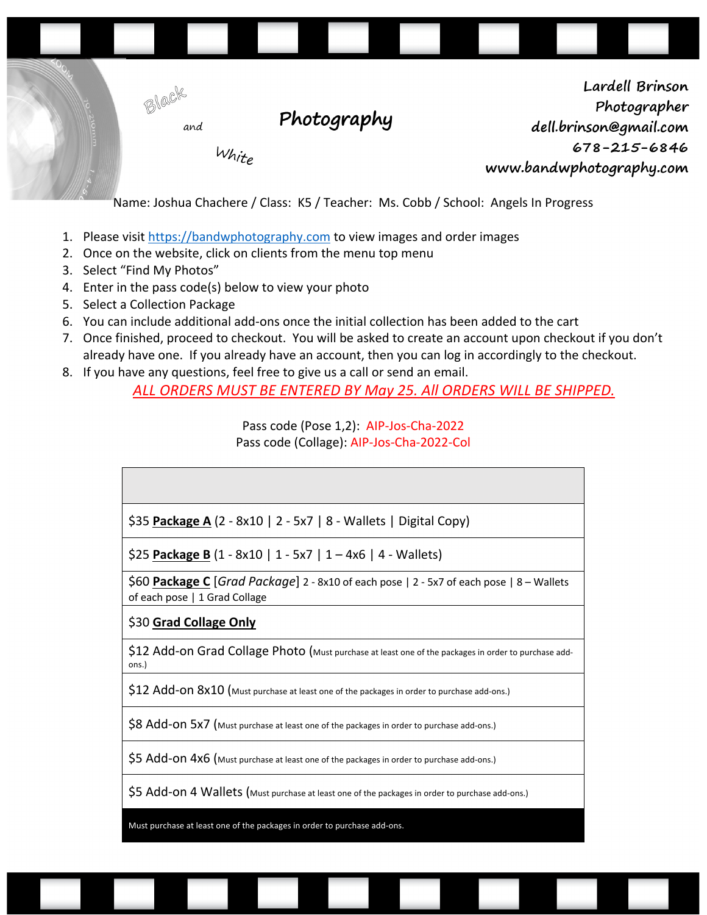Black and White **Photography**

**Lardell Brinson**
**Photographer**
**dell.brinson@gmail.com**
**678-215-6846**
**www.bandwphotography.com**

Name: Joshua Chachere / Class: K5 / Teacher: Ms. Cobb / School: Angels In Progress

1. Please visit https://bandwphotography.com to view images and order images
2. Once on the website, click on clients from the menu top menu
3. Select "Find My Photos"
4. Enter in the pass code(s) below to view your photo
5. Select a Collection Package
6. You can include additional add-ons once the initial collection has been added to the cart
7. Once finished, proceed to checkout. You will be asked to create an account upon checkout if you don't already have one. If you already have an account, then you can log in accordingly to the checkout.
8. If you have any questions, feel free to give us a call or send an email.

*ALL ORDERS MUST BE ENTERED BY May 25. All ORDERS WILL BE SHIPPED.*

Pass code (Pose 1,2): AIP-Jos-Cha-2022
Pass code (Collage): AIP-Jos-Cha-2022-Col

| |
|---|
| $35 **Package A** (2 - 8x10 \| 2 - 5x7 \| 8 - Wallets \| Digital Copy) |
| $25 **Package B** (1 - 8x10 \| 1 - 5x7 \| 1 – 4x6 \| 4 - Wallets) |
| $60 **Package C** [*Grad Package*] 2 - 8x10 of each pose \| 2 - 5x7 of each pose \| 8 – Wallets of each pose \| 1 Grad Collage |
| $30 **Grad Collage Only** |
| $12 Add-on Grad Collage Photo (Must purchase at least one of the packages in order to purchase add-ons.) |
| $12 Add-on 8x10 (Must purchase at least one of the packages in order to purchase add-ons.) |
| $8 Add-on 5x7 (Must purchase at least one of the packages in order to purchase add-ons.) |
| $5 Add-on 4x6 (Must purchase at least one of the packages in order to purchase add-ons.) |
| $5 Add-on 4 Wallets (Must purchase at least one of the packages in order to purchase add-ons.) |
| Must purchase at least one of the packages in order to purchase add-ons. |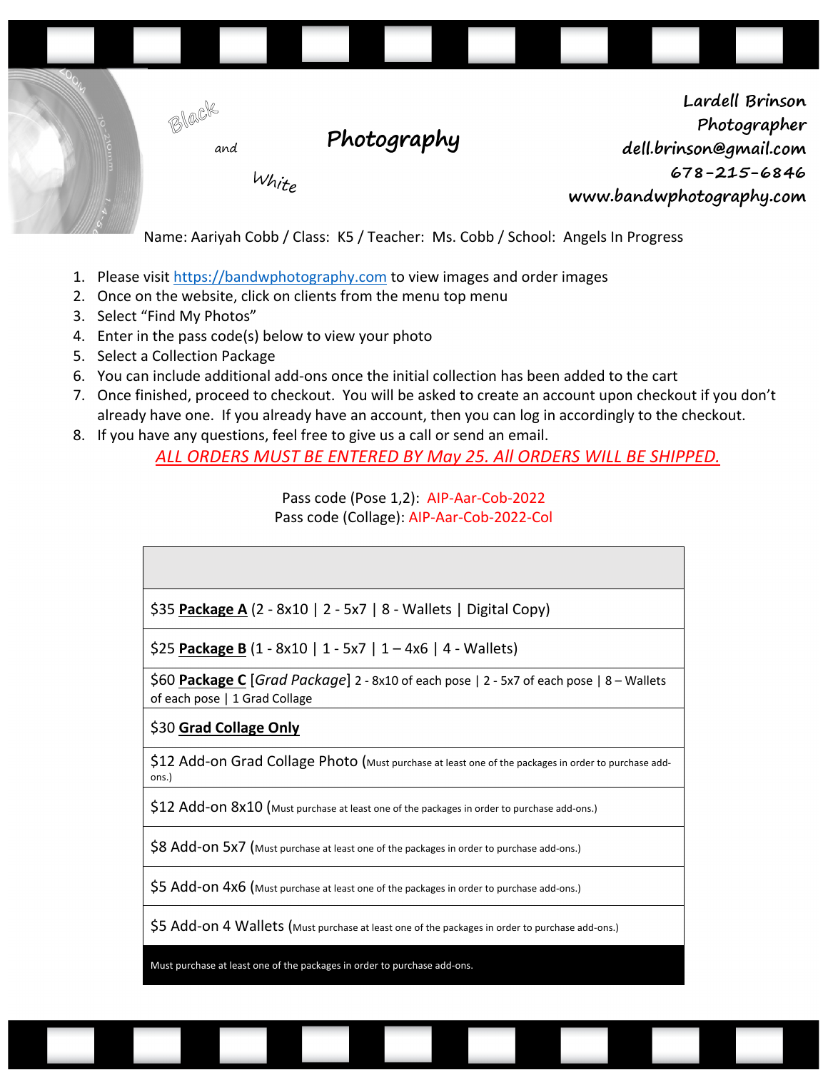Black and White **Photography**

**Lardell Brinson**
**Photographer**
**dell.brinson@gmail.com**
**678-215-6846**
**www.bandwphotography.com**

Name: Aariyah Cobb / Class: K5 / Teacher: Ms. Cobb / School: Angels In Progress

1. Please visit https://bandwphotography.com to view images and order images
2. Once on the website, click on clients from the menu top menu
3. Select "Find My Photos"
4. Enter in the pass code(s) below to view your photo
5. Select a Collection Package
6. You can include additional add-ons once the initial collection has been added to the cart
7. Once finished, proceed to checkout. You will be asked to create an account upon checkout if you don't already have one. If you already have an account, then you can log in accordingly to the checkout.
8. If you have any questions, feel free to give us a call or send an email.

*ALL ORDERS MUST BE ENTERED BY May 25. All ORDERS WILL BE SHIPPED.*

Pass code (Pose 1,2): AIP-Aar-Cob-2022
Pass code (Collage): AIP-Aar-Cob-2022-Col

| |
|---|
| $35 **Package A** (2 - 8x10 \| 2 - 5x7 \| 8 - Wallets \| Digital Copy) |
| $25 **Package B** (1 - 8x10 \| 1 - 5x7 \| 1 – 4x6 \| 4 - Wallets) |
| $60 **Package C** [*Grad Package*] 2 - 8x10 of each pose \| 2 - 5x7 of each pose \| 8 – Wallets of each pose \| 1 Grad Collage |
| $30 **Grad Collage Only** |
| $12 Add-on Grad Collage Photo (Must purchase at least one of the packages in order to purchase add-ons.) |
| $12 Add-on 8x10 (Must purchase at least one of the packages in order to purchase add-ons.) |
| $8 Add-on 5x7 (Must purchase at least one of the packages in order to purchase add-ons.) |
| $5 Add-on 4x6 (Must purchase at least one of the packages in order to purchase add-ons.) |
| $5 Add-on 4 Wallets (Must purchase at least one of the packages in order to purchase add-ons.) |
| Must purchase at least one of the packages in order to purchase add-ons. |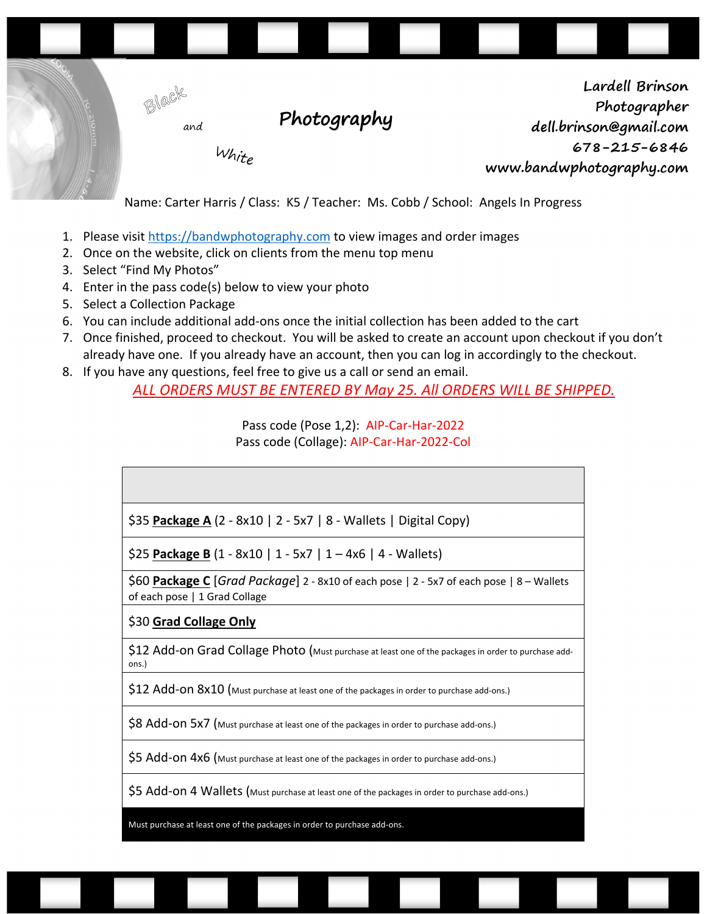Black and White **Photography**

**Lardell Brinson**
**Photographer**
**dell.brinson@gmail.com**
**678-215-6846**
**www.bandwphotography.com**

Name: Carter Harris / Class: K5 / Teacher: Ms. Cobb / School: Angels In Progress

1. Please visit https://bandwphotography.com to view images and order images
2. Once on the website, click on clients from the menu top menu
3. Select "Find My Photos"
4. Enter in the pass code(s) below to view your photo
5. Select a Collection Package
6. You can include additional add-ons once the initial collection has been added to the cart
7. Once finished, proceed to checkout. You will be asked to create an account upon checkout if you don't already have one. If you already have an account, then you can log in accordingly to the checkout.
8. If you have any questions, feel free to give us a call or send an email.

*ALL ORDERS MUST BE ENTERED BY May 25. All ORDERS WILL BE SHIPPED.*

Pass code (Pose 1,2): AIP-Car-Har-2022
Pass code (Collage): AIP-Car-Har-2022-Col

| |
|---|
| $35 **Package A** (2 - 8x10 \| 2 - 5x7 \| 8 - Wallets \| Digital Copy) |
| $25 **Package B** (1 - 8x10 \| 1 - 5x7 \| 1 – 4x6 \| 4 - Wallets) |
| $60 **Package C** [*Grad Package*] 2 - 8x10 of each pose \| 2 - 5x7 of each pose \| 8 – Wallets of each pose \| 1 Grad Collage |
| $30 **Grad Collage Only** |
| $12 Add-on Grad Collage Photo (Must purchase at least one of the packages in order to purchase add-ons.) |
| $12 Add-on 8x10 (Must purchase at least one of the packages in order to purchase add-ons.) |
| $8 Add-on 5x7 (Must purchase at least one of the packages in order to purchase add-ons.) |
| $5 Add-on 4x6 (Must purchase at least one of the packages in order to purchase add-ons.) |
| $5 Add-on 4 Wallets (Must purchase at least one of the packages in order to purchase add-ons.) |
| Must purchase at least one of the packages in order to purchase add-ons. |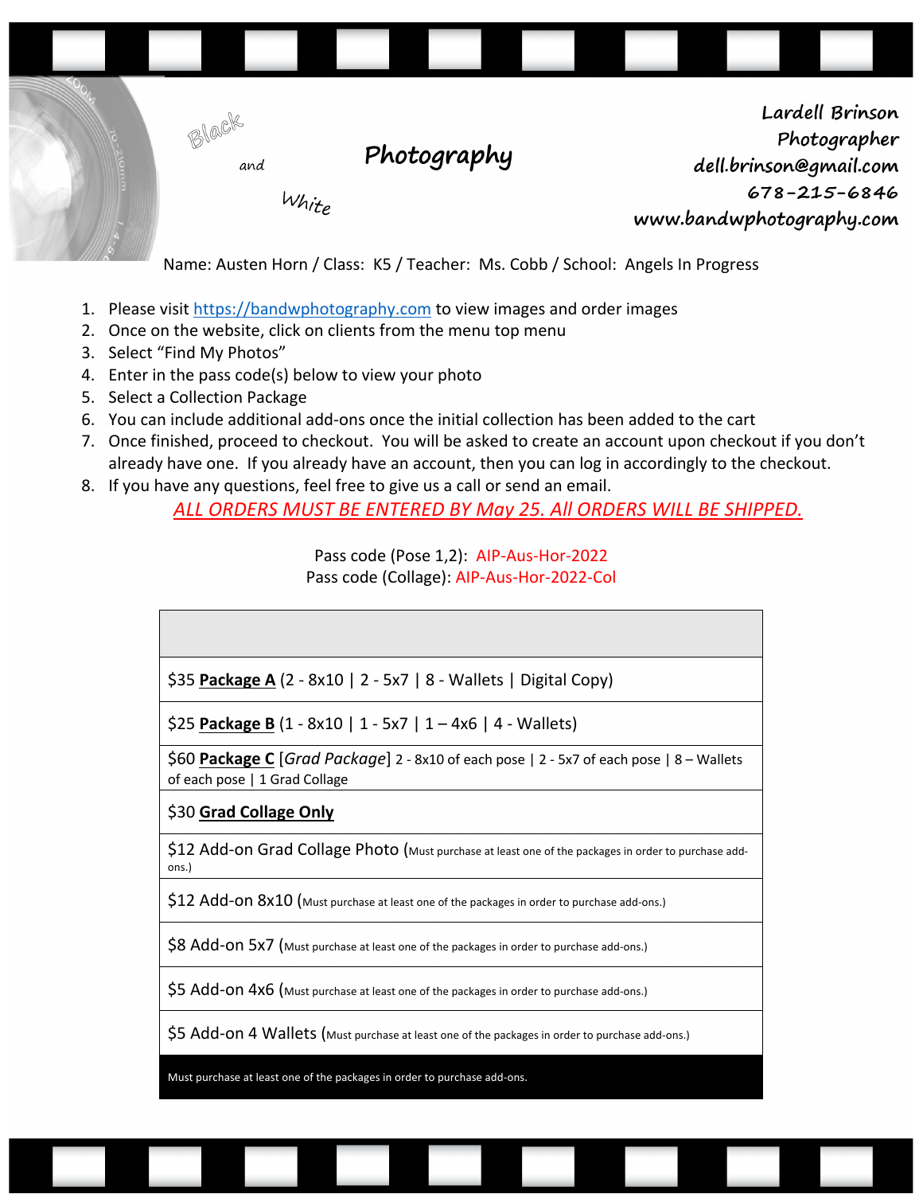Black and White **Photography**

**Lardell Brinson**
**Photographer**
**dell.brinson@gmail.com**
**678-215-6846**
**www.bandwphotography.com**

Name: Austen Horn / Class: K5 / Teacher: Ms. Cobb / School: Angels In Progress

1. Please visit https://bandwphotography.com to view images and order images
2. Once on the website, click on clients from the menu top menu
3. Select "Find My Photos"
4. Enter in the pass code(s) below to view your photo
5. Select a Collection Package
6. You can include additional add-ons once the initial collection has been added to the cart
7. Once finished, proceed to checkout. You will be asked to create an account upon checkout if you don't already have one. If you already have an account, then you can log in accordingly to the checkout.
8. If you have any questions, feel free to give us a call or send an email.

*ALL ORDERS MUST BE ENTERED BY May 25. All ORDERS WILL BE SHIPPED.*

Pass code (Pose 1,2): AIP-Aus-Hor-2022
Pass code (Collage): AIP-Aus-Hor-2022-Col

| |
|---|
| $35 **Package A** (2 - 8x10 \| 2 - 5x7 \| 8 - Wallets \| Digital Copy) |
| $25 **Package B** (1 - 8x10 \| 1 - 5x7 \| 1 – 4x6 \| 4 - Wallets) |
| $60 **Package C** [*Grad Package*] 2 - 8x10 of each pose \| 2 - 5x7 of each pose \| 8 – Wallets of each pose \| 1 Grad Collage |
| $30 **Grad Collage Only** |
| $12 Add-on Grad Collage Photo (Must purchase at least one of the packages in order to purchase add-ons.) |
| $12 Add-on 8x10 (Must purchase at least one of the packages in order to purchase add-ons.) |
| $8 Add-on 5x7 (Must purchase at least one of the packages in order to purchase add-ons.) |
| $5 Add-on 4x6 (Must purchase at least one of the packages in order to purchase add-ons.) |
| $5 Add-on 4 Wallets (Must purchase at least one of the packages in order to purchase add-ons.) |
| Must purchase at least one of the packages in order to purchase add-ons. |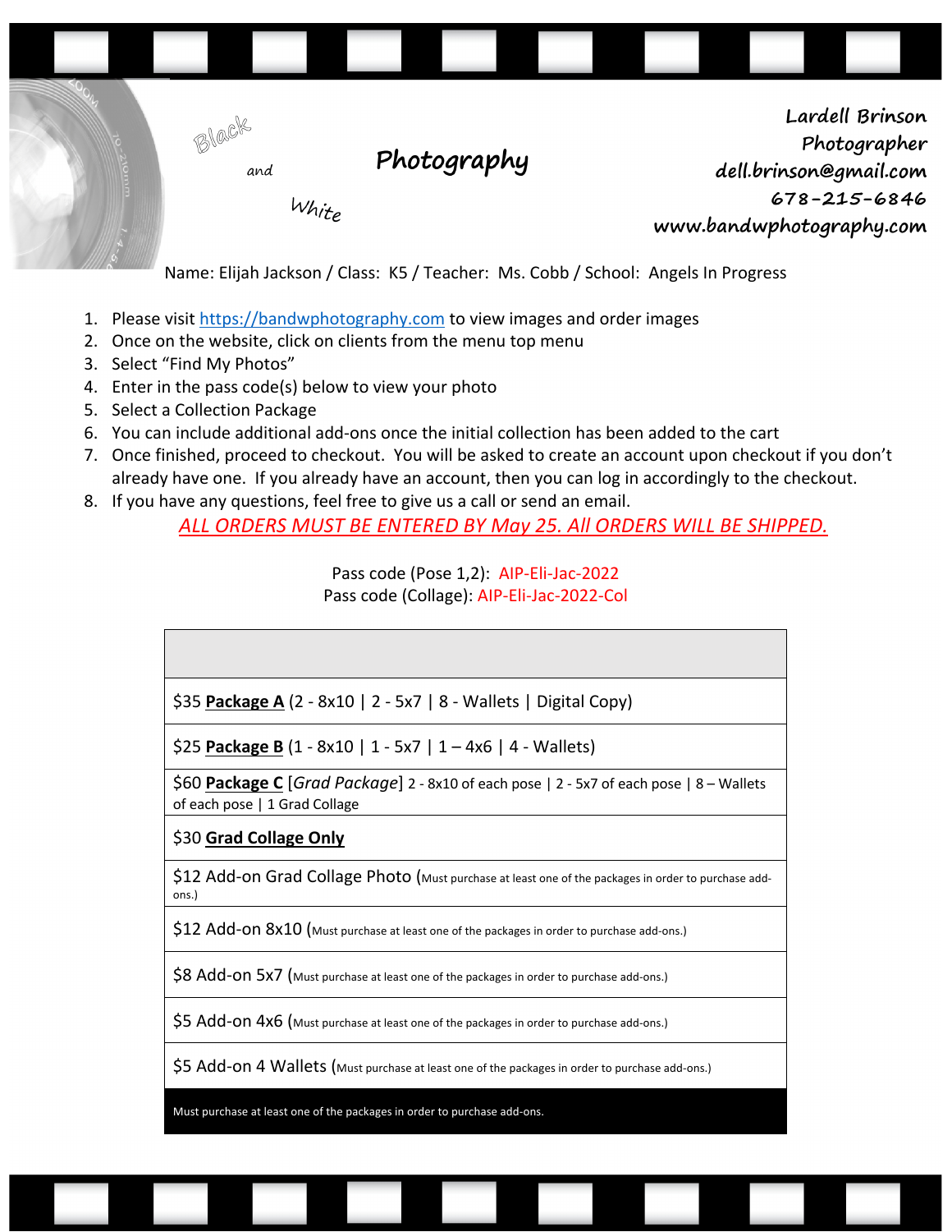Black and White **Photography**

**Lardell Brinson**
**Photographer**
**dell.brinson@gmail.com**
**678-215-6846**
**www.bandwphotography.com**

Name: Elijah Jackson / Class: K5 / Teacher: Ms. Cobb / School: Angels In Progress

1. Please visit https://bandwphotography.com to view images and order images
2. Once on the website, click on clients from the menu top menu
3. Select "Find My Photos"
4. Enter in the pass code(s) below to view your photo
5. Select a Collection Package
6. You can include additional add-ons once the initial collection has been added to the cart
7. Once finished, proceed to checkout. You will be asked to create an account upon checkout if you don't already have one. If you already have an account, then you can log in accordingly to the checkout.
8. If you have any questions, feel free to give us a call or send an email.

*ALL ORDERS MUST BE ENTERED BY May 25. All ORDERS WILL BE SHIPPED.*

Pass code (Pose 1,2): AIP-Eli-Jac-2022
Pass code (Collage): AIP-Eli-Jac-2022-Col

| |
|---|
| $35 **Package A** (2 - 8x10 \| 2 - 5x7 \| 8 - Wallets \| Digital Copy) |
| $25 **Package B** (1 - 8x10 \| 1 - 5x7 \| 1 – 4x6 \| 4 - Wallets) |
| $60 **Package C** [*Grad Package*] 2 - 8x10 of each pose \| 2 - 5x7 of each pose \| 8 – Wallets of each pose \| 1 Grad Collage |
| $30 **Grad Collage Only** |
| $12 Add-on Grad Collage Photo (Must purchase at least one of the packages in order to purchase add-ons.) |
| $12 Add-on 8x10 (Must purchase at least one of the packages in order to purchase add-ons.) |
| $8 Add-on 5x7 (Must purchase at least one of the packages in order to purchase add-ons.) |
| $5 Add-on 4x6 (Must purchase at least one of the packages in order to purchase add-ons.) |
| $5 Add-on 4 Wallets (Must purchase at least one of the packages in order to purchase add-ons.) |
| Must purchase at least one of the packages in order to purchase add-ons. |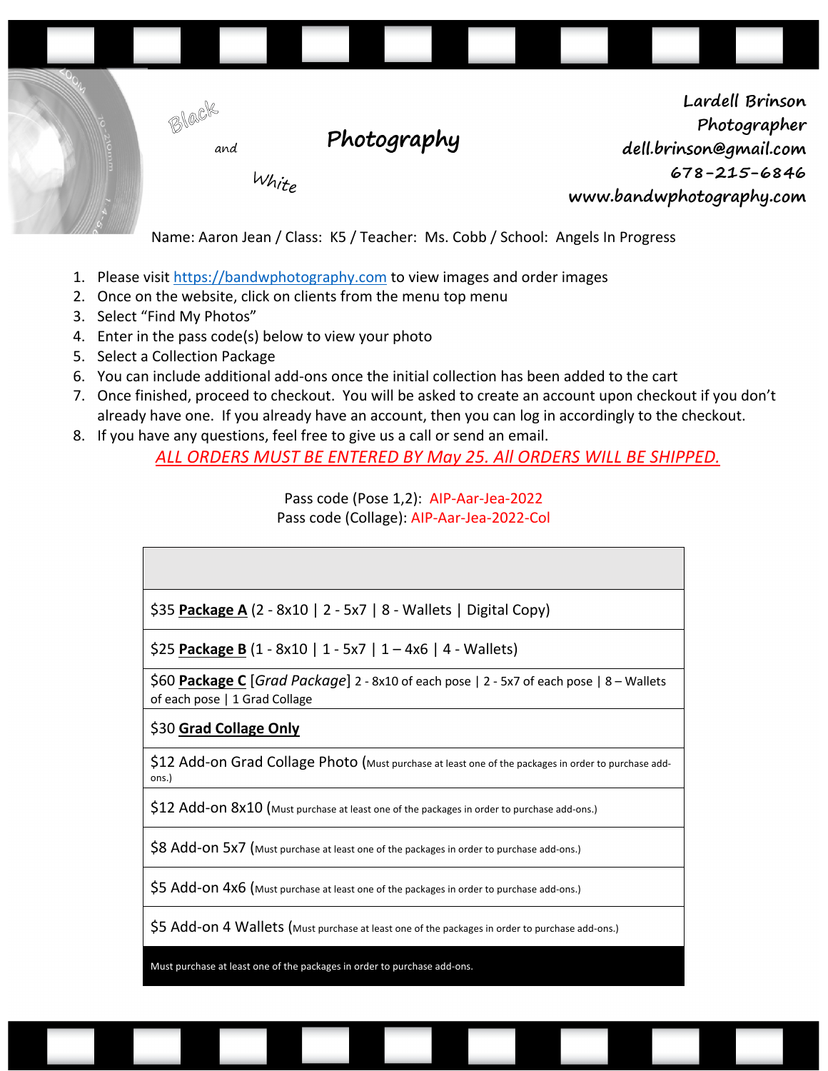Black and White **Photography**

**Lardell Brinson**
**Photographer**
**dell.brinson@gmail.com**
**678-215-6846**
**www.bandwphotography.com**

Name: Aaron Jean / Class: K5 / Teacher: Ms. Cobb / School: Angels In Progress

1. Please visit https://bandwphotography.com to view images and order images
2. Once on the website, click on clients from the menu top menu
3. Select "Find My Photos"
4. Enter in the pass code(s) below to view your photo
5. Select a Collection Package
6. You can include additional add-ons once the initial collection has been added to the cart
7. Once finished, proceed to checkout. You will be asked to create an account upon checkout if you don't already have one. If you already have an account, then you can log in accordingly to the checkout.
8. If you have any questions, feel free to give us a call or send an email.

*ALL ORDERS MUST BE ENTERED BY May 25. All ORDERS WILL BE SHIPPED.*

Pass code (Pose 1,2): AIP-Aar-Jea-2022
Pass code (Collage): AIP-Aar-Jea-2022-Col

| |
|---|
| $35 **Package A** (2 - 8x10 \| 2 - 5x7 \| 8 - Wallets \| Digital Copy) |
| $25 **Package B** (1 - 8x10 \| 1 - 5x7 \| 1 – 4x6 \| 4 - Wallets) |
| $60 **Package C** [*Grad Package*] 2 - 8x10 of each pose \| 2 - 5x7 of each pose \| 8 – Wallets of each pose \| 1 Grad Collage |
| $30 **Grad Collage Only** |
| $12 Add-on Grad Collage Photo (Must purchase at least one of the packages in order to purchase add-ons.) |
| $12 Add-on 8x10 (Must purchase at least one of the packages in order to purchase add-ons.) |
| $8 Add-on 5x7 (Must purchase at least one of the packages in order to purchase add-ons.) |
| $5 Add-on 4x6 (Must purchase at least one of the packages in order to purchase add-ons.) |
| $5 Add-on 4 Wallets (Must purchase at least one of the packages in order to purchase add-ons.) |
| Must purchase at least one of the packages in order to purchase add-ons. |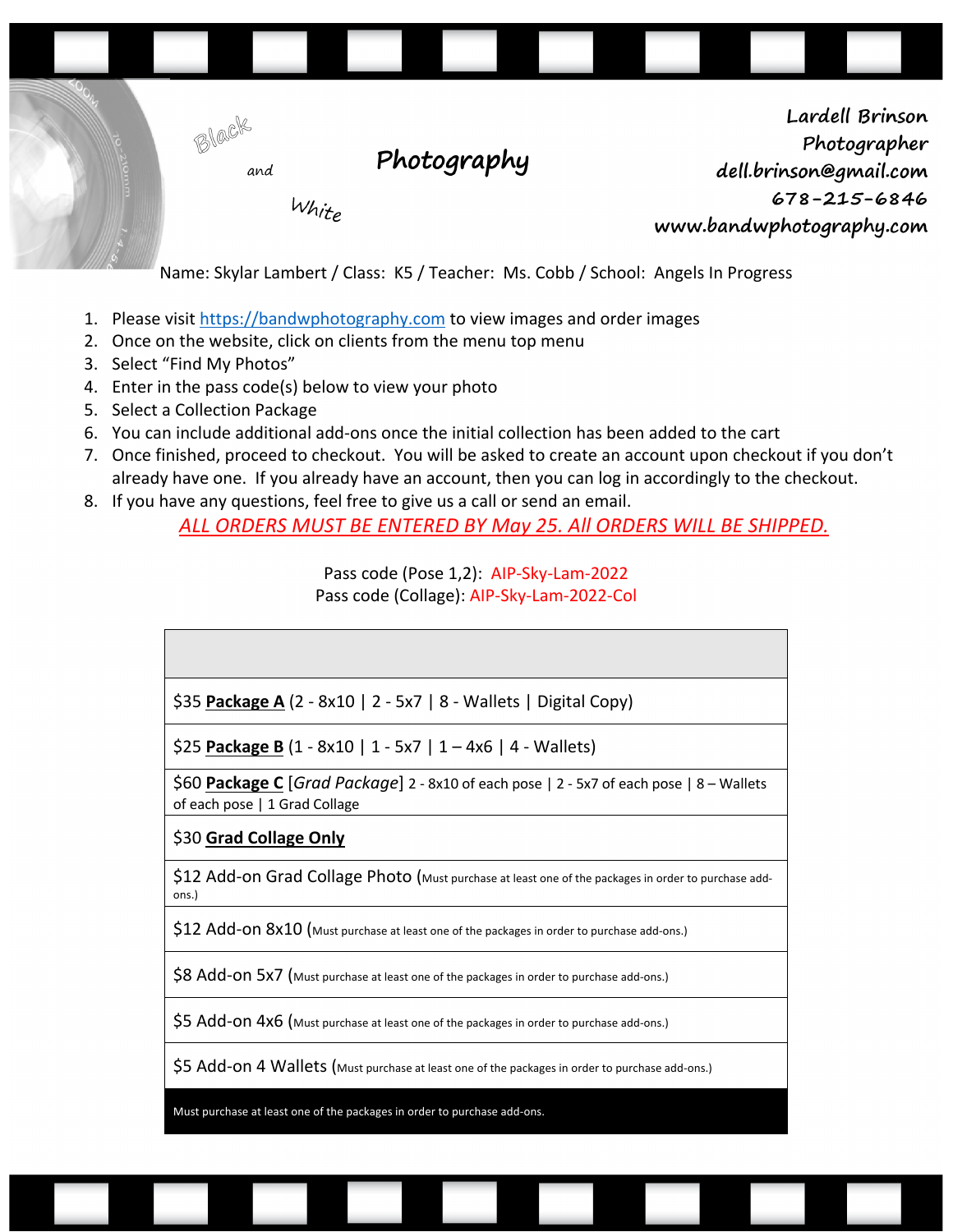Black and White **Photography**

**Lardell Brinson**
**Photographer**
**dell.brinson@gmail.com**
**678-215-6846**
**www.bandwphotography.com**

Name: Skylar Lambert / Class: K5 / Teacher: Ms. Cobb / School: Angels In Progress

1. Please visit https://bandwphotography.com to view images and order images
2. Once on the website, click on clients from the menu top menu
3. Select "Find My Photos"
4. Enter in the pass code(s) below to view your photo
5. Select a Collection Package
6. You can include additional add-ons once the initial collection has been added to the cart
7. Once finished, proceed to checkout. You will be asked to create an account upon checkout if you don't already have one. If you already have an account, then you can log in accordingly to the checkout.
8. If you have any questions, feel free to give us a call or send an email.

*ALL ORDERS MUST BE ENTERED BY May 25. All ORDERS WILL BE SHIPPED.*

Pass code (Pose 1,2): AIP-Sky-Lam-2022
Pass code (Collage): AIP-Sky-Lam-2022-Col

| |
|---|
| $35 **Package A** (2 - 8x10 \| 2 - 5x7 \| 8 - Wallets \| Digital Copy) |
| $25 **Package B** (1 - 8x10 \| 1 - 5x7 \| 1 – 4x6 \| 4 - Wallets) |
| $60 **Package C** [*Grad Package*] 2 - 8x10 of each pose \| 2 - 5x7 of each pose \| 8 – Wallets of each pose \| 1 Grad Collage |
| $30 **Grad Collage Only** |
| $12 Add-on Grad Collage Photo (Must purchase at least one of the packages in order to purchase add-ons.) |
| $12 Add-on 8x10 (Must purchase at least one of the packages in order to purchase add-ons.) |
| $8 Add-on 5x7 (Must purchase at least one of the packages in order to purchase add-ons.) |
| $5 Add-on 4x6 (Must purchase at least one of the packages in order to purchase add-ons.) |
| $5 Add-on 4 Wallets (Must purchase at least one of the packages in order to purchase add-ons.) |
| Must purchase at least one of the packages in order to purchase add-ons. |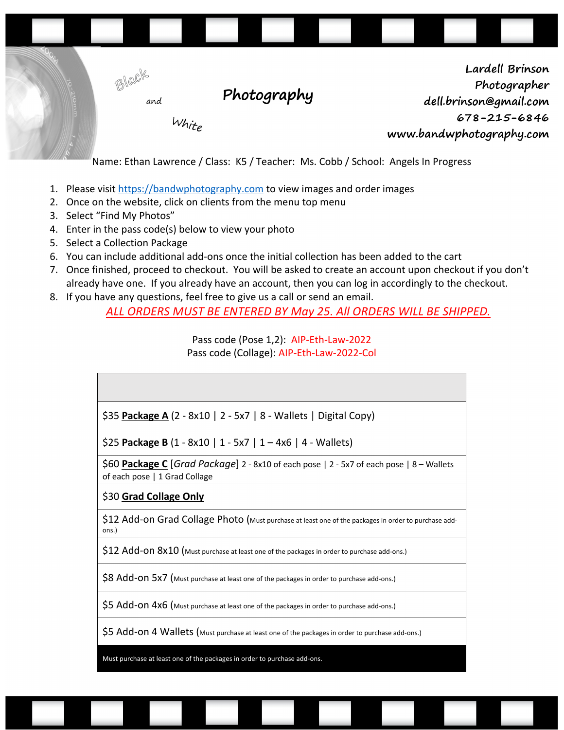Black and White **Photography**

**Lardell Brinson**
**Photographer**
**dell.brinson@gmail.com**
**678-215-6846**
**www.bandwphotography.com**

Name: Ethan Lawrence / Class: K5 / Teacher: Ms. Cobb / School: Angels In Progress

1. Please visit https://bandwphotography.com to view images and order images
2. Once on the website, click on clients from the menu top menu
3. Select "Find My Photos"
4. Enter in the pass code(s) below to view your photo
5. Select a Collection Package
6. You can include additional add-ons once the initial collection has been added to the cart
7. Once finished, proceed to checkout. You will be asked to create an account upon checkout if you don't already have one. If you already have an account, then you can log in accordingly to the checkout.
8. If you have any questions, feel free to give us a call or send an email.

*ALL ORDERS MUST BE ENTERED BY May 25. All ORDERS WILL BE SHIPPED.*

Pass code (Pose 1,2): AIP-Eth-Law-2022
Pass code (Collage): AIP-Eth-Law-2022-Col

| |
|---|
| $35 **Package A** (2 - 8x10 \| 2 - 5x7 \| 8 - Wallets \| Digital Copy) |
| $25 **Package B** (1 - 8x10 \| 1 - 5x7 \| 1 – 4x6 \| 4 - Wallets) |
| $60 **Package C** [*Grad Package*] 2 - 8x10 of each pose \| 2 - 5x7 of each pose \| 8 – Wallets of each pose \| 1 Grad Collage |
| $30 **Grad Collage Only** |
| $12 Add-on Grad Collage Photo (Must purchase at least one of the packages in order to purchase add-ons.) |
| $12 Add-on 8x10 (Must purchase at least one of the packages in order to purchase add-ons.) |
| $8 Add-on 5x7 (Must purchase at least one of the packages in order to purchase add-ons.) |
| $5 Add-on 4x6 (Must purchase at least one of the packages in order to purchase add-ons.) |
| $5 Add-on 4 Wallets (Must purchase at least one of the packages in order to purchase add-ons.) |
| Must purchase at least one of the packages in order to purchase add-ons. |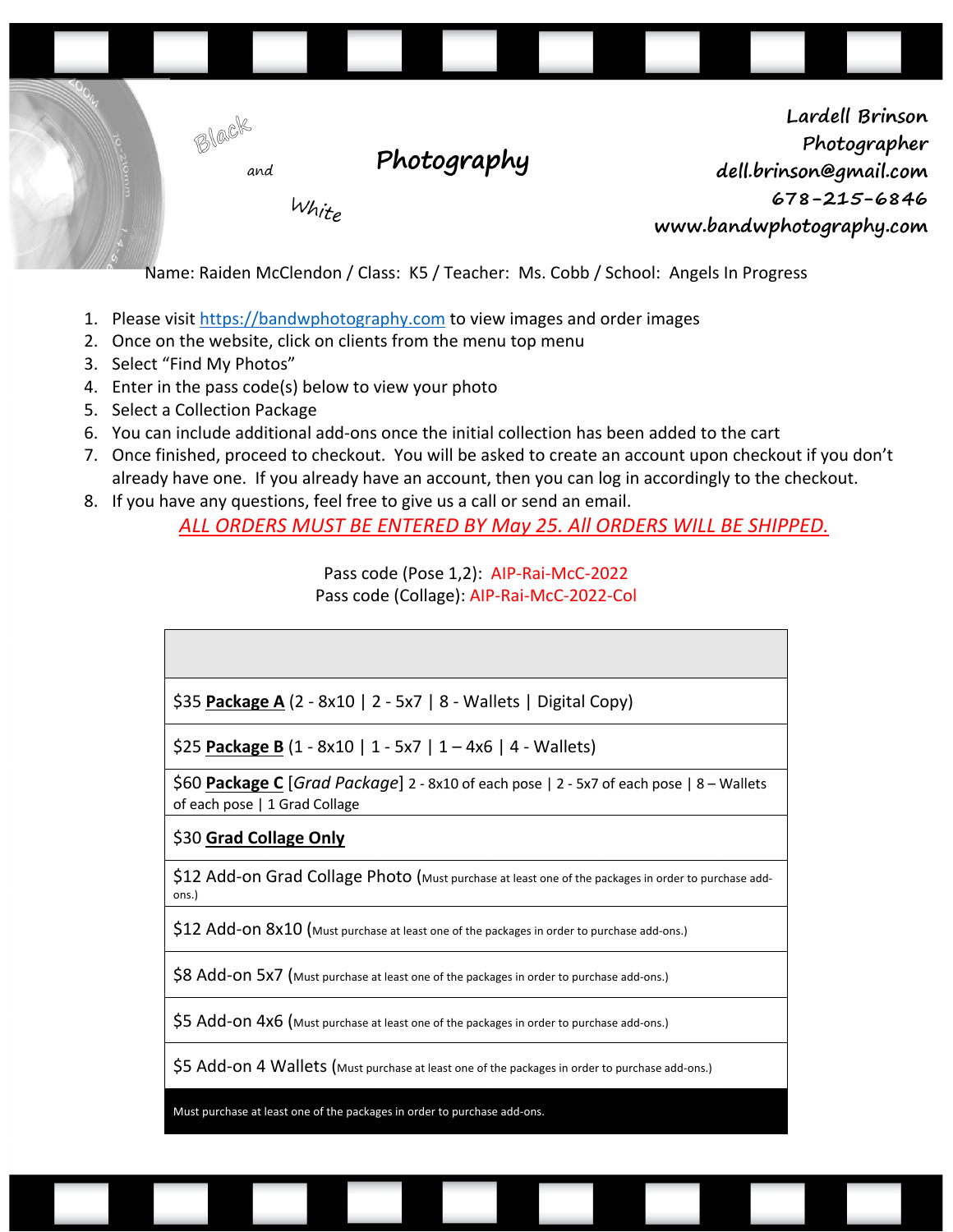Black and White **Photography**

**Lardell Brinson**
**Photographer**
**dell.brinson@gmail.com**
**678-215-6846**
**www.bandwphotography.com**

Name: Raiden McClendon / Class: K5 / Teacher: Ms. Cobb / School: Angels In Progress

1. Please visit https://bandwphotography.com to view images and order images
2. Once on the website, click on clients from the menu top menu
3. Select "Find My Photos"
4. Enter in the pass code(s) below to view your photo
5. Select a Collection Package
6. You can include additional add-ons once the initial collection has been added to the cart
7. Once finished, proceed to checkout. You will be asked to create an account upon checkout if you don't already have one. If you already have an account, then you can log in accordingly to the checkout.
8. If you have any questions, feel free to give us a call or send an email.

*ALL ORDERS MUST BE ENTERED BY May 25. All ORDERS WILL BE SHIPPED.*

Pass code (Pose 1,2): AIP-Rai-McC-2022
Pass code (Collage): AIP-Rai-McC-2022-Col

| |
|---|
| $35 **Package A** (2 - 8x10 \| 2 - 5x7 \| 8 - Wallets \| Digital Copy) |
| $25 **Package B** (1 - 8x10 \| 1 - 5x7 \| 1 – 4x6 \| 4 - Wallets) |
| $60 **Package C** [*Grad Package*] 2 - 8x10 of each pose \| 2 - 5x7 of each pose \| 8 – Wallets of each pose \| 1 Grad Collage |
| $30 **Grad Collage Only** |
| $12 Add-on Grad Collage Photo (Must purchase at least one of the packages in order to purchase add-ons.) |
| $12 Add-on 8x10 (Must purchase at least one of the packages in order to purchase add-ons.) |
| $8 Add-on 5x7 (Must purchase at least one of the packages in order to purchase add-ons.) |
| $5 Add-on 4x6 (Must purchase at least one of the packages in order to purchase add-ons.) |
| $5 Add-on 4 Wallets (Must purchase at least one of the packages in order to purchase add-ons.) |
| Must purchase at least one of the packages in order to purchase add-ons. |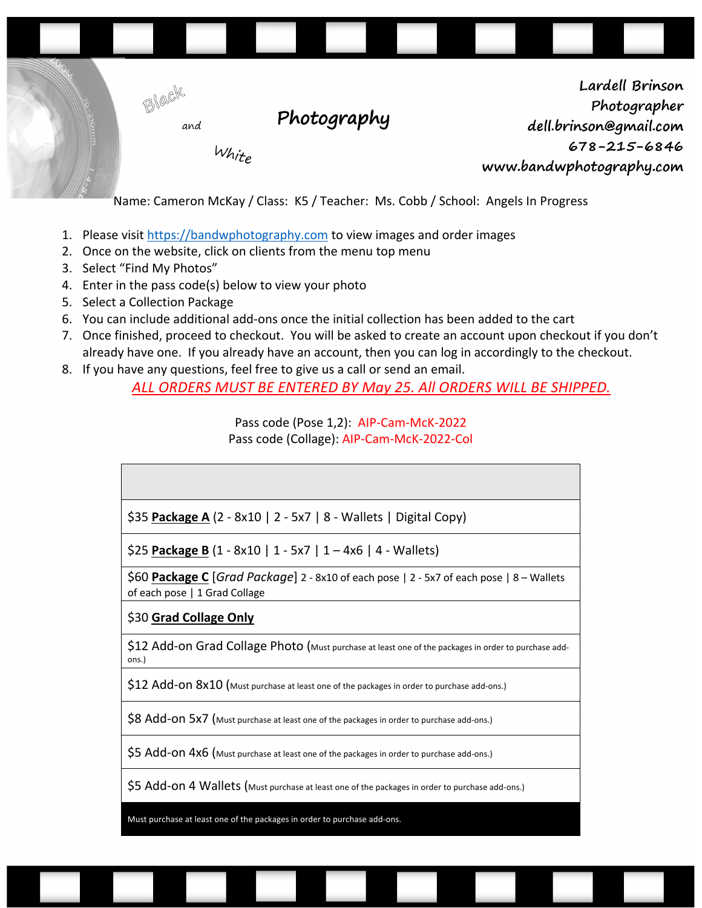Black and White **Photography**

**Lardell Brinson**
**Photographer**
**dell.brinson@gmail.com**
**678-215-6846**
**www.bandwphotography.com**

Name: Cameron McKay / Class: K5 / Teacher: Ms. Cobb / School: Angels In Progress

1. Please visit https://bandwphotography.com to view images and order images
2. Once on the website, click on clients from the menu top menu
3. Select "Find My Photos"
4. Enter in the pass code(s) below to view your photo
5. Select a Collection Package
6. You can include additional add-ons once the initial collection has been added to the cart
7. Once finished, proceed to checkout. You will be asked to create an account upon checkout if you don't already have one. If you already have an account, then you can log in accordingly to the checkout.
8. If you have any questions, feel free to give us a call or send an email.

*ALL ORDERS MUST BE ENTERED BY May 25. All ORDERS WILL BE SHIPPED.*

Pass code (Pose 1,2): AIP-Cam-McK-2022
Pass code (Collage): AIP-Cam-McK-2022-Col

| |
|---|
| $35 **Package A** (2 - 8x10 \| 2 - 5x7 \| 8 - Wallets \| Digital Copy) |
| $25 **Package B** (1 - 8x10 \| 1 - 5x7 \| 1 – 4x6 \| 4 - Wallets) |
| $60 **Package C** [*Grad Package*] 2 - 8x10 of each pose \| 2 - 5x7 of each pose \| 8 – Wallets of each pose \| 1 Grad Collage |
| $30 **Grad Collage Only** |
| $12 Add-on Grad Collage Photo (Must purchase at least one of the packages in order to purchase add-ons.) |
| $12 Add-on 8x10 (Must purchase at least one of the packages in order to purchase add-ons.) |
| $8 Add-on 5x7 (Must purchase at least one of the packages in order to purchase add-ons.) |
| $5 Add-on 4x6 (Must purchase at least one of the packages in order to purchase add-ons.) |
| $5 Add-on 4 Wallets (Must purchase at least one of the packages in order to purchase add-ons.) |
| Must purchase at least one of the packages in order to purchase add-ons. |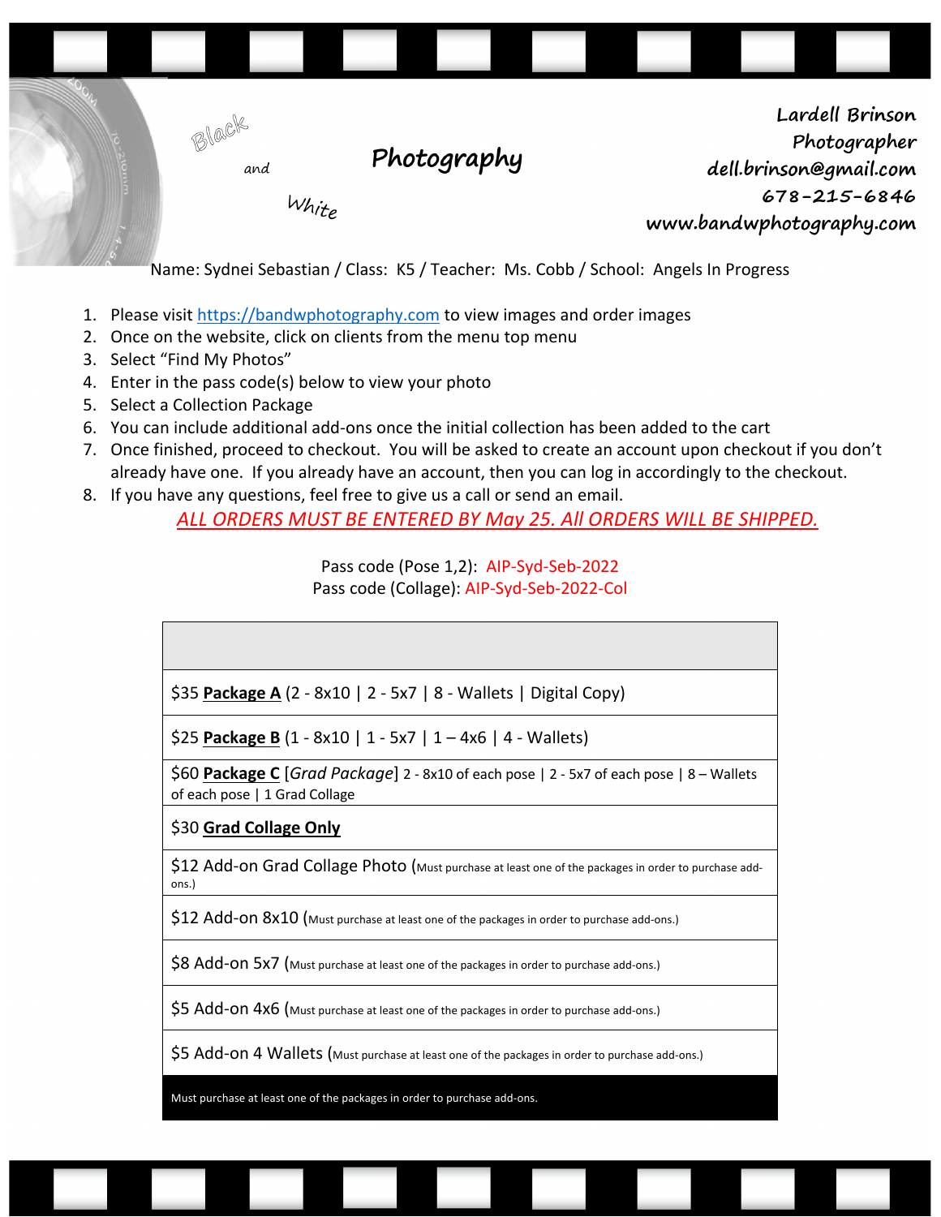Black and White **Photography**

**Lardell Brinson**
**Photographer**
**dell.brinson@gmail.com**
**678-215-6846**
**www.bandwphotography.com**

Name: Sydnei Sebastian / Class: K5 / Teacher: Ms. Cobb / School: Angels In Progress

1. Please visit https://bandwphotography.com to view images and order images
2. Once on the website, click on clients from the menu top menu
3. Select "Find My Photos"
4. Enter in the pass code(s) below to view your photo
5. Select a Collection Package
6. You can include additional add-ons once the initial collection has been added to the cart
7. Once finished, proceed to checkout. You will be asked to create an account upon checkout if you don't already have one. If you already have an account, then you can log in accordingly to the checkout.
8. If you have any questions, feel free to give us a call or send an email.

*ALL ORDERS MUST BE ENTERED BY May 25. All ORDERS WILL BE SHIPPED.*

Pass code (Pose 1,2): AIP-Syd-Seb-2022
Pass code (Collage): AIP-Syd-Seb-2022-Col

| |
|---|
| $35 **Package A** (2 - 8x10 \| 2 - 5x7 \| 8 - Wallets \| Digital Copy) |
| $25 **Package B** (1 - 8x10 \| 1 - 5x7 \| 1 – 4x6 \| 4 - Wallets) |
| $60 **Package C** [*Grad Package*] 2 - 8x10 of each pose \| 2 - 5x7 of each pose \| 8 – Wallets of each pose \| 1 Grad Collage |
| $30 **Grad Collage Only** |
| $12 Add-on Grad Collage Photo (Must purchase at least one of the packages in order to purchase add-ons.) |
| $12 Add-on 8x10 (Must purchase at least one of the packages in order to purchase add-ons.) |
| $8 Add-on 5x7 (Must purchase at least one of the packages in order to purchase add-ons.) |
| $5 Add-on 4x6 (Must purchase at least one of the packages in order to purchase add-ons.) |
| $5 Add-on 4 Wallets (Must purchase at least one of the packages in order to purchase add-ons.) |
| Must purchase at least one of the packages in order to purchase add-ons. |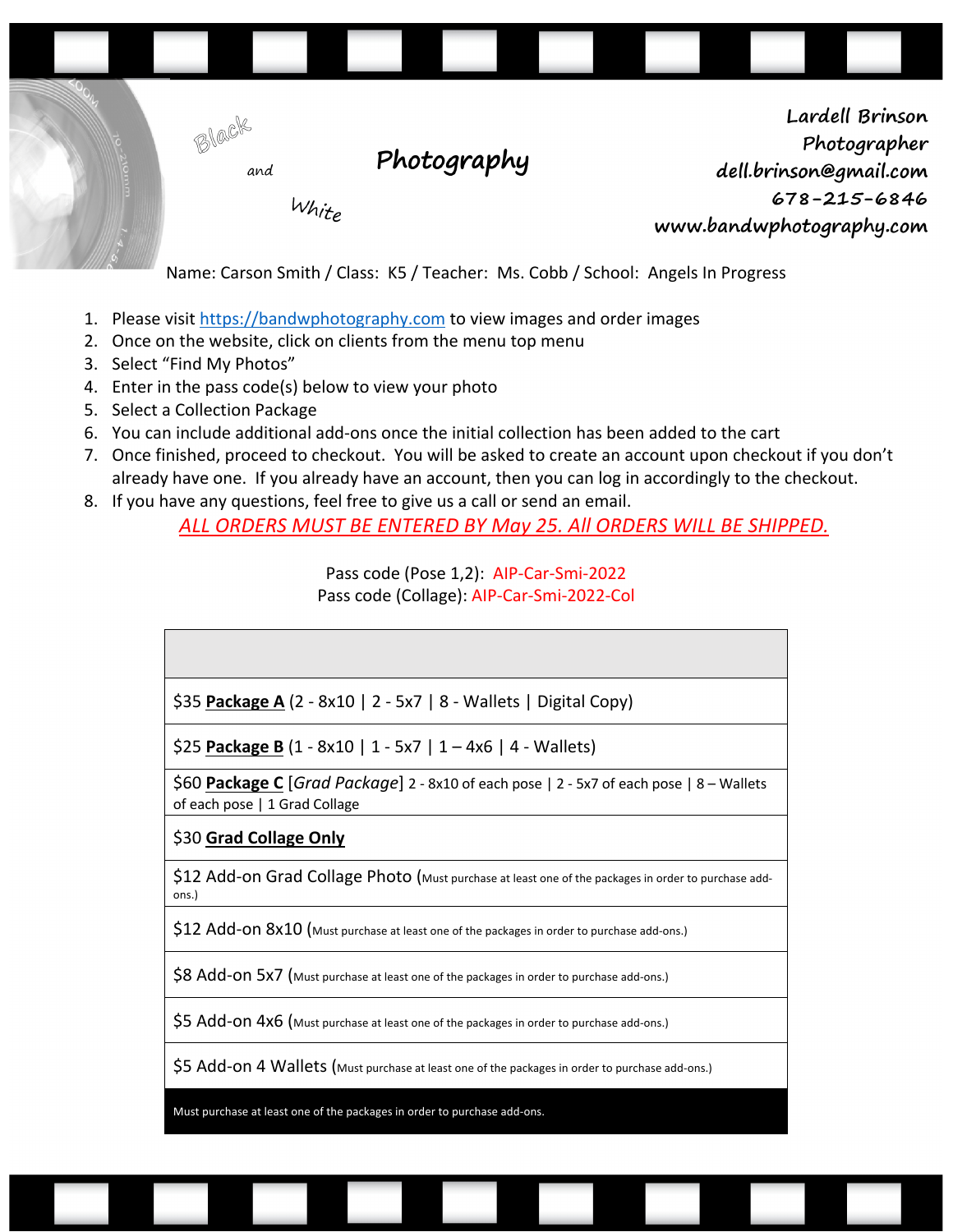Black and White **Photography**

**Lardell Brinson**
**Photographer**
**dell.brinson@gmail.com**
**678-215-6846**
**www.bandwphotography.com**

Name: Carson Smith / Class: K5 / Teacher: Ms. Cobb / School: Angels In Progress

1. Please visit https://bandwphotography.com to view images and order images
2. Once on the website, click on clients from the menu top menu
3. Select "Find My Photos"
4. Enter in the pass code(s) below to view your photo
5. Select a Collection Package
6. You can include additional add-ons once the initial collection has been added to the cart
7. Once finished, proceed to checkout. You will be asked to create an account upon checkout if you don't already have one. If you already have an account, then you can log in accordingly to the checkout.
8. If you have any questions, feel free to give us a call or send an email.

*ALL ORDERS MUST BE ENTERED BY May 25. All ORDERS WILL BE SHIPPED.*

Pass code (Pose 1,2): AIP-Car-Smi-2022
Pass code (Collage): AIP-Car-Smi-2022-Col

| |
|---|
| $35 **Package A** (2 - 8x10 \| 2 - 5x7 \| 8 - Wallets \| Digital Copy) |
| $25 **Package B** (1 - 8x10 \| 1 - 5x7 \| 1 – 4x6 \| 4 - Wallets) |
| $60 **Package C** [*Grad Package*] 2 - 8x10 of each pose \| 2 - 5x7 of each pose \| 8 – Wallets of each pose \| 1 Grad Collage |
| $30 **Grad Collage Only** |
| $12 Add-on Grad Collage Photo (Must purchase at least one of the packages in order to purchase add-ons.) |
| $12 Add-on 8x10 (Must purchase at least one of the packages in order to purchase add-ons.) |
| $8 Add-on 5x7 (Must purchase at least one of the packages in order to purchase add-ons.) |
| $5 Add-on 4x6 (Must purchase at least one of the packages in order to purchase add-ons.) |
| $5 Add-on 4 Wallets (Must purchase at least one of the packages in order to purchase add-ons.) |
| Must purchase at least one of the packages in order to purchase add-ons. |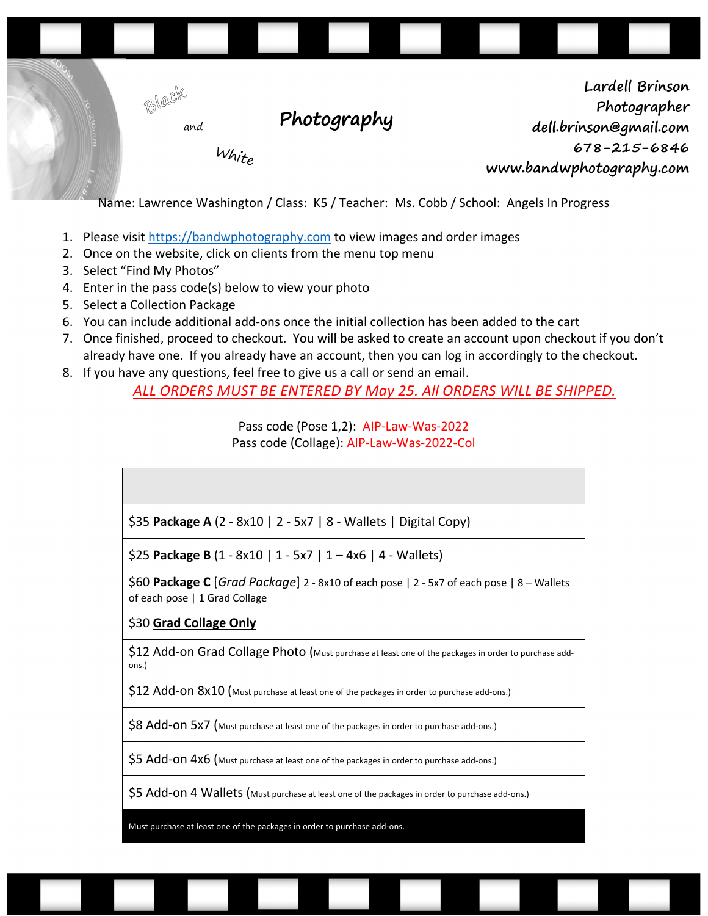Black and White **Photography**

**Lardell Brinson**
**Photographer**
**dell.brinson@gmail.com**
**678-215-6846**
**www.bandwphotography.com**

Name: Lawrence Washington / Class: K5 / Teacher: Ms. Cobb / School: Angels In Progress

1. Please visit https://bandwphotography.com to view images and order images
2. Once on the website, click on clients from the menu top menu
3. Select "Find My Photos"
4. Enter in the pass code(s) below to view your photo
5. Select a Collection Package
6. You can include additional add-ons once the initial collection has been added to the cart
7. Once finished, proceed to checkout. You will be asked to create an account upon checkout if you don't already have one. If you already have an account, then you can log in accordingly to the checkout.
8. If you have any questions, feel free to give us a call or send an email.

*ALL ORDERS MUST BE ENTERED BY May 25. All ORDERS WILL BE SHIPPED.*

Pass code (Pose 1,2): AIP-Law-Was-2022
Pass code (Collage): AIP-Law-Was-2022-Col

| |
|---|
| $35 **Package A** (2 - 8x10 \| 2 - 5x7 \| 8 - Wallets \| Digital Copy) |
| $25 **Package B** (1 - 8x10 \| 1 - 5x7 \| 1 – 4x6 \| 4 - Wallets) |
| $60 **Package C** [*Grad Package*] 2 - 8x10 of each pose \| 2 - 5x7 of each pose \| 8 – Wallets of each pose \| 1 Grad Collage |
| $30 **Grad Collage Only** |
| $12 Add-on Grad Collage Photo (Must purchase at least one of the packages in order to purchase add-ons.) |
| $12 Add-on 8x10 (Must purchase at least one of the packages in order to purchase add-ons.) |
| $8 Add-on 5x7 (Must purchase at least one of the packages in order to purchase add-ons.) |
| $5 Add-on 4x6 (Must purchase at least one of the packages in order to purchase add-ons.) |
| $5 Add-on 4 Wallets (Must purchase at least one of the packages in order to purchase add-ons.) |
| Must purchase at least one of the packages in order to purchase add-ons. |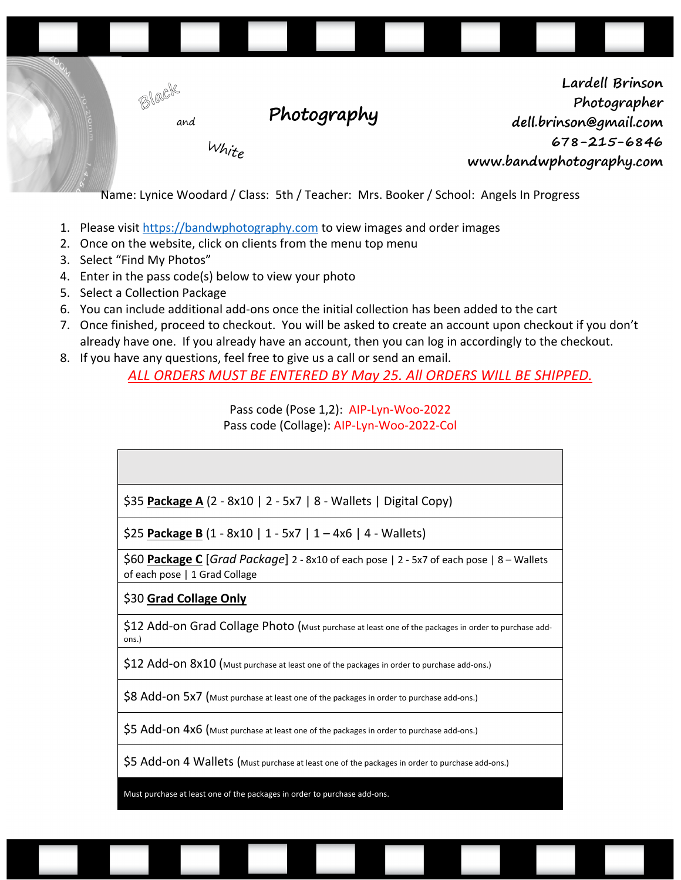Black and White **Photography**

**Lardell Brinson**
**Photographer**
**dell.brinson@gmail.com**
**678-215-6846**
**www.bandwphotography.com**

Name: Lynice Woodard / Class: 5th / Teacher: Mrs. Booker / School: Angels In Progress

1. Please visit https://bandwphotography.com to view images and order images
2. Once on the website, click on clients from the menu top menu
3. Select "Find My Photos"
4. Enter in the pass code(s) below to view your photo
5. Select a Collection Package
6. You can include additional add-ons once the initial collection has been added to the cart
7. Once finished, proceed to checkout. You will be asked to create an account upon checkout if you don't already have one. If you already have an account, then you can log in accordingly to the checkout.
8. If you have any questions, feel free to give us a call or send an email.

*ALL ORDERS MUST BE ENTERED BY May 25. All ORDERS WILL BE SHIPPED.*

Pass code (Pose 1,2): AIP-Lyn-Woo-2022
Pass code (Collage): AIP-Lyn-Woo-2022-Col

| |
|---|
| $35 **Package A** (2 - 8x10 \| 2 - 5x7 \| 8 - Wallets \| Digital Copy) |
| $25 **Package B** (1 - 8x10 \| 1 - 5x7 \| 1 – 4x6 \| 4 - Wallets) |
| $60 **Package C** [*Grad Package*] 2 - 8x10 of each pose \| 2 - 5x7 of each pose \| 8 – Wallets of each pose \| 1 Grad Collage |
| $30 **Grad Collage Only** |
| $12 Add-on Grad Collage Photo (Must purchase at least one of the packages in order to purchase add-ons.) |
| $12 Add-on 8x10 (Must purchase at least one of the packages in order to purchase add-ons.) |
| $8 Add-on 5x7 (Must purchase at least one of the packages in order to purchase add-ons.) |
| $5 Add-on 4x6 (Must purchase at least one of the packages in order to purchase add-ons.) |
| $5 Add-on 4 Wallets (Must purchase at least one of the packages in order to purchase add-ons.) |
| Must purchase at least one of the packages in order to purchase add-ons. |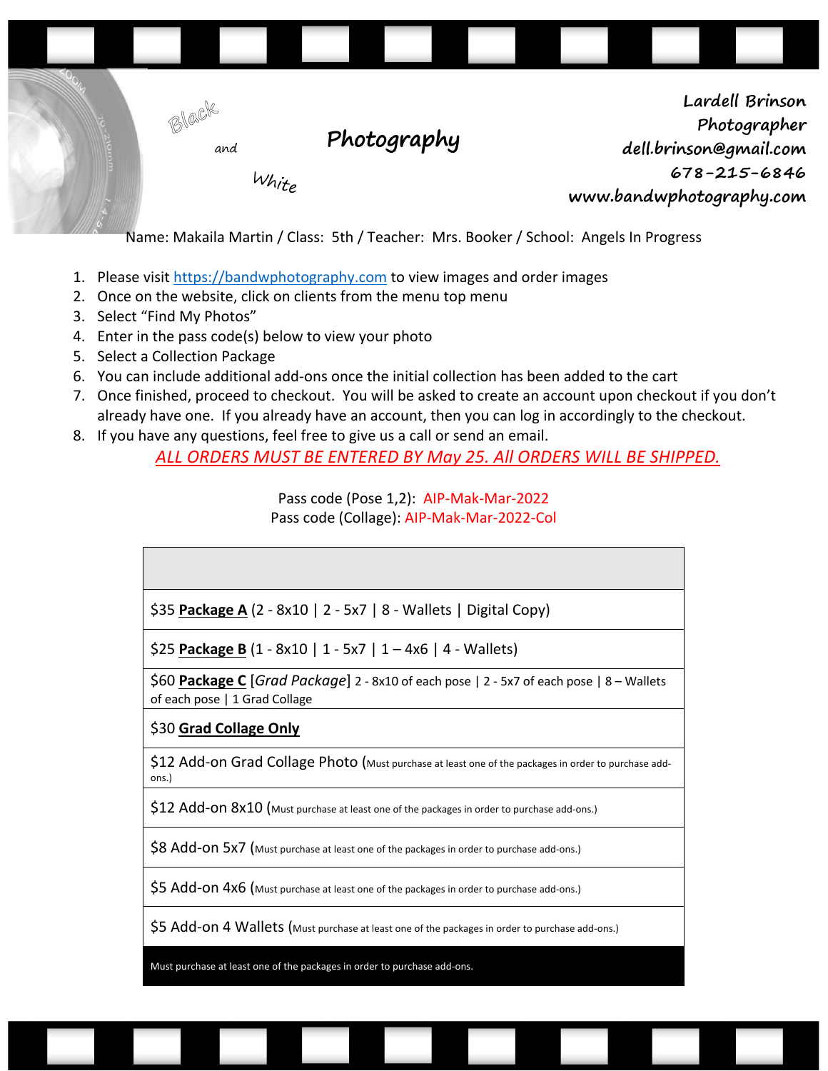Black and White **Photography**

**Lardell Brinson**
**Photographer**
**dell.brinson@gmail.com**
**678-215-6846**
**www.bandwphotography.com**

Name: Makaila Martin / Class: 5th / Teacher: Mrs. Booker / School: Angels In Progress

1. Please visit https://bandwphotography.com to view images and order images
2. Once on the website, click on clients from the menu top menu
3. Select "Find My Photos"
4. Enter in the pass code(s) below to view your photo
5. Select a Collection Package
6. You can include additional add-ons once the initial collection has been added to the cart
7. Once finished, proceed to checkout. You will be asked to create an account upon checkout if you don't already have one. If you already have an account, then you can log in accordingly to the checkout.
8. If you have any questions, feel free to give us a call or send an email.

*ALL ORDERS MUST BE ENTERED BY May 25. All ORDERS WILL BE SHIPPED.*

Pass code (Pose 1,2): AIP-Mak-Mar-2022
Pass code (Collage): AIP-Mak-Mar-2022-Col

| |
|---|
| $35 **Package A** (2 - 8x10 \| 2 - 5x7 \| 8 - Wallets \| Digital Copy) |
| $25 **Package B** (1 - 8x10 \| 1 - 5x7 \| 1 – 4x6 \| 4 - Wallets) |
| $60 **Package C** [*Grad Package*] 2 - 8x10 of each pose \| 2 - 5x7 of each pose \| 8 – Wallets of each pose \| 1 Grad Collage |
| $30 **Grad Collage Only** |
| $12 Add-on Grad Collage Photo (Must purchase at least one of the packages in order to purchase add-ons.) |
| $12 Add-on 8x10 (Must purchase at least one of the packages in order to purchase add-ons.) |
| $8 Add-on 5x7 (Must purchase at least one of the packages in order to purchase add-ons.) |
| $5 Add-on 4x6 (Must purchase at least one of the packages in order to purchase add-ons.) |
| $5 Add-on 4 Wallets (Must purchase at least one of the packages in order to purchase add-ons.) |
| Must purchase at least one of the packages in order to purchase add-ons. |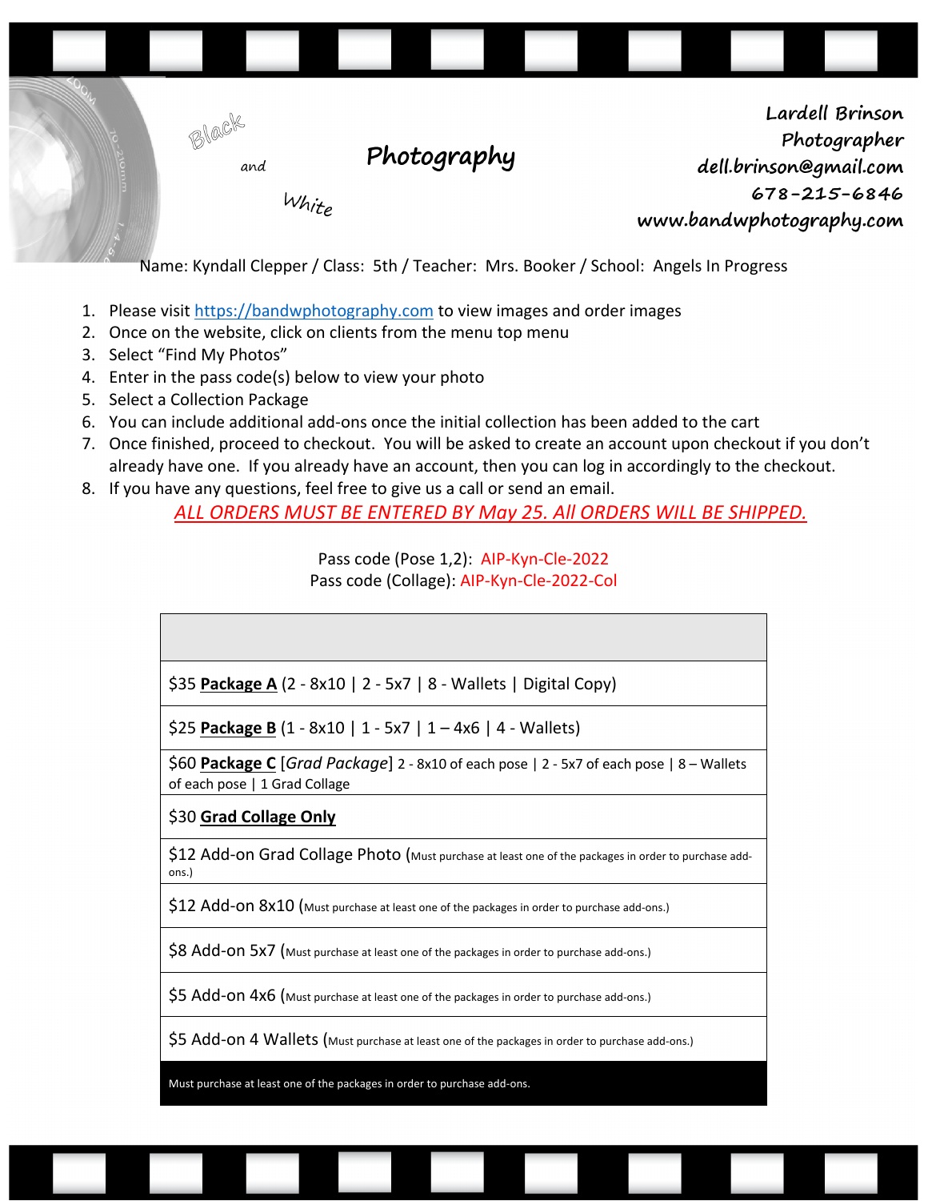Black and White **Photography**

**Lardell Brinson**
**Photographer**
**dell.brinson@gmail.com**
**678-215-6846**
**www.bandwphotography.com**

Name: Kyndall Clepper / Class: 5th / Teacher: Mrs. Booker / School: Angels In Progress

1. Please visit https://bandwphotography.com to view images and order images
2. Once on the website, click on clients from the menu top menu
3. Select "Find My Photos"
4. Enter in the pass code(s) below to view your photo
5. Select a Collection Package
6. You can include additional add-ons once the initial collection has been added to the cart
7. Once finished, proceed to checkout. You will be asked to create an account upon checkout if you don't already have one. If you already have an account, then you can log in accordingly to the checkout.
8. If you have any questions, feel free to give us a call or send an email.

*ALL ORDERS MUST BE ENTERED BY May 25. All ORDERS WILL BE SHIPPED.*

Pass code (Pose 1,2): AIP-Kyn-Cle-2022
Pass code (Collage): AIP-Kyn-Cle-2022-Col

| |
|---|
| $35 **Package A** (2 - 8x10 \| 2 - 5x7 \| 8 - Wallets \| Digital Copy) |
| $25 **Package B** (1 - 8x10 \| 1 - 5x7 \| 1 – 4x6 \| 4 - Wallets) |
| $60 **Package C** [*Grad Package*] 2 - 8x10 of each pose \| 2 - 5x7 of each pose \| 8 – Wallets of each pose \| 1 Grad Collage |
| $30 **Grad Collage Only** |
| $12 Add-on Grad Collage Photo (Must purchase at least one of the packages in order to purchase add-ons.) |
| $12 Add-on 8x10 (Must purchase at least one of the packages in order to purchase add-ons.) |
| $8 Add-on 5x7 (Must purchase at least one of the packages in order to purchase add-ons.) |
| $5 Add-on 4x6 (Must purchase at least one of the packages in order to purchase add-ons.) |
| $5 Add-on 4 Wallets (Must purchase at least one of the packages in order to purchase add-ons.) |
| Must purchase at least one of the packages in order to purchase add-ons. |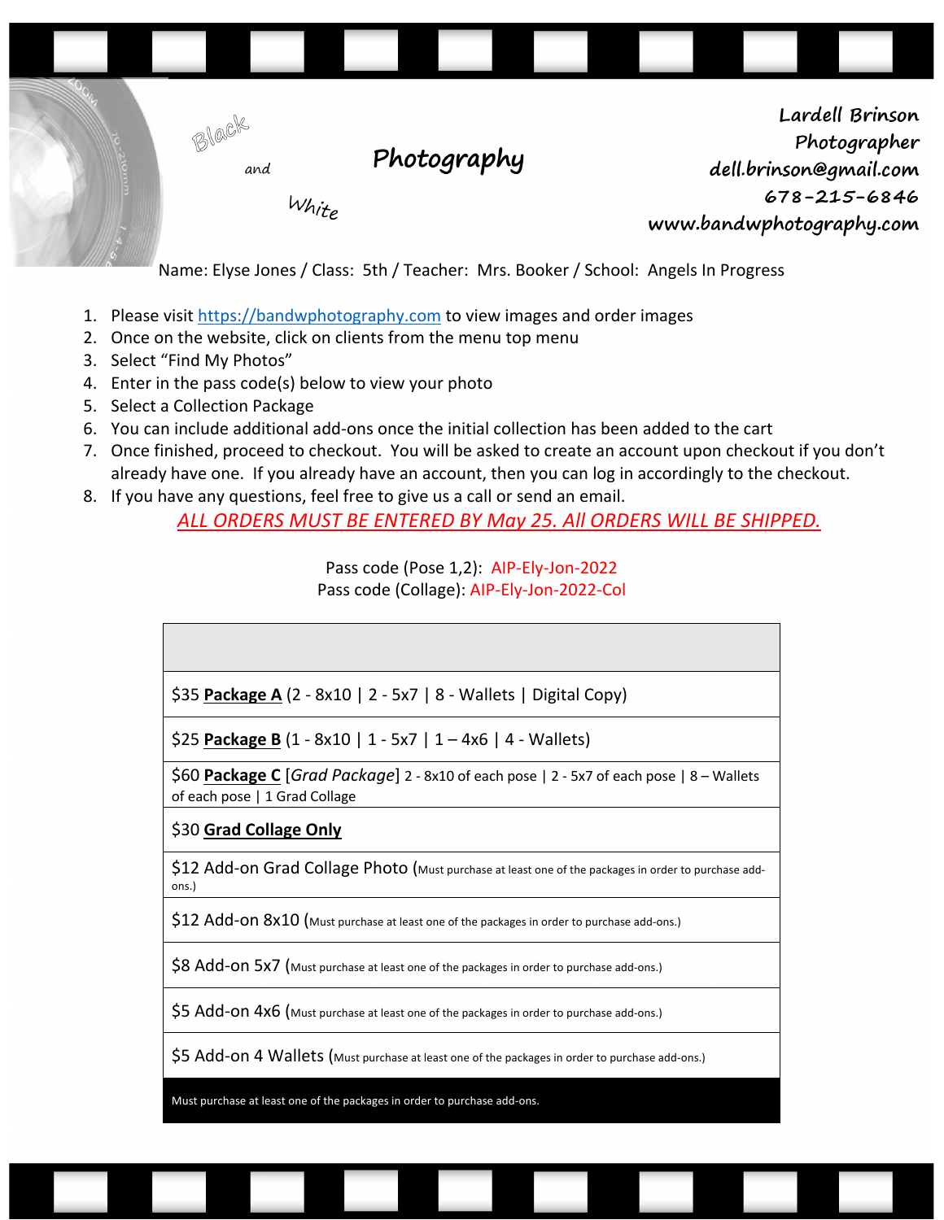Black and White **Photography**

**Lardell Brinson**
**Photographer**
**dell.brinson@gmail.com**
**678-215-6846**
**www.bandwphotography.com**

Name: Elyse Jones / Class: 5th / Teacher: Mrs. Booker / School: Angels In Progress

1. Please visit https://bandwphotography.com to view images and order images
2. Once on the website, click on clients from the menu top menu
3. Select "Find My Photos"
4. Enter in the pass code(s) below to view your photo
5. Select a Collection Package
6. You can include additional add-ons once the initial collection has been added to the cart
7. Once finished, proceed to checkout. You will be asked to create an account upon checkout if you don't already have one. If you already have an account, then you can log in accordingly to the checkout.
8. If you have any questions, feel free to give us a call or send an email.

*ALL ORDERS MUST BE ENTERED BY May 25. All ORDERS WILL BE SHIPPED.*

Pass code (Pose 1,2): AIP-Ely-Jon-2022
Pass code (Collage): AIP-Ely-Jon-2022-Col

| |
|---|
| $35 **Package A** (2 - 8x10 \| 2 - 5x7 \| 8 - Wallets \| Digital Copy) |
| $25 **Package B** (1 - 8x10 \| 1 - 5x7 \| 1 – 4x6 \| 4 - Wallets) |
| $60 **Package C** [*Grad Package*] 2 - 8x10 of each pose \| 2 - 5x7 of each pose \| 8 – Wallets of each pose \| 1 Grad Collage |
| $30 **Grad Collage Only** |
| $12 Add-on Grad Collage Photo (Must purchase at least one of the packages in order to purchase add-ons.) |
| $12 Add-on 8x10 (Must purchase at least one of the packages in order to purchase add-ons.) |
| $8 Add-on 5x7 (Must purchase at least one of the packages in order to purchase add-ons.) |
| $5 Add-on 4x6 (Must purchase at least one of the packages in order to purchase add-ons.) |
| $5 Add-on 4 Wallets (Must purchase at least one of the packages in order to purchase add-ons.) |
| Must purchase at least one of the packages in order to purchase add-ons. |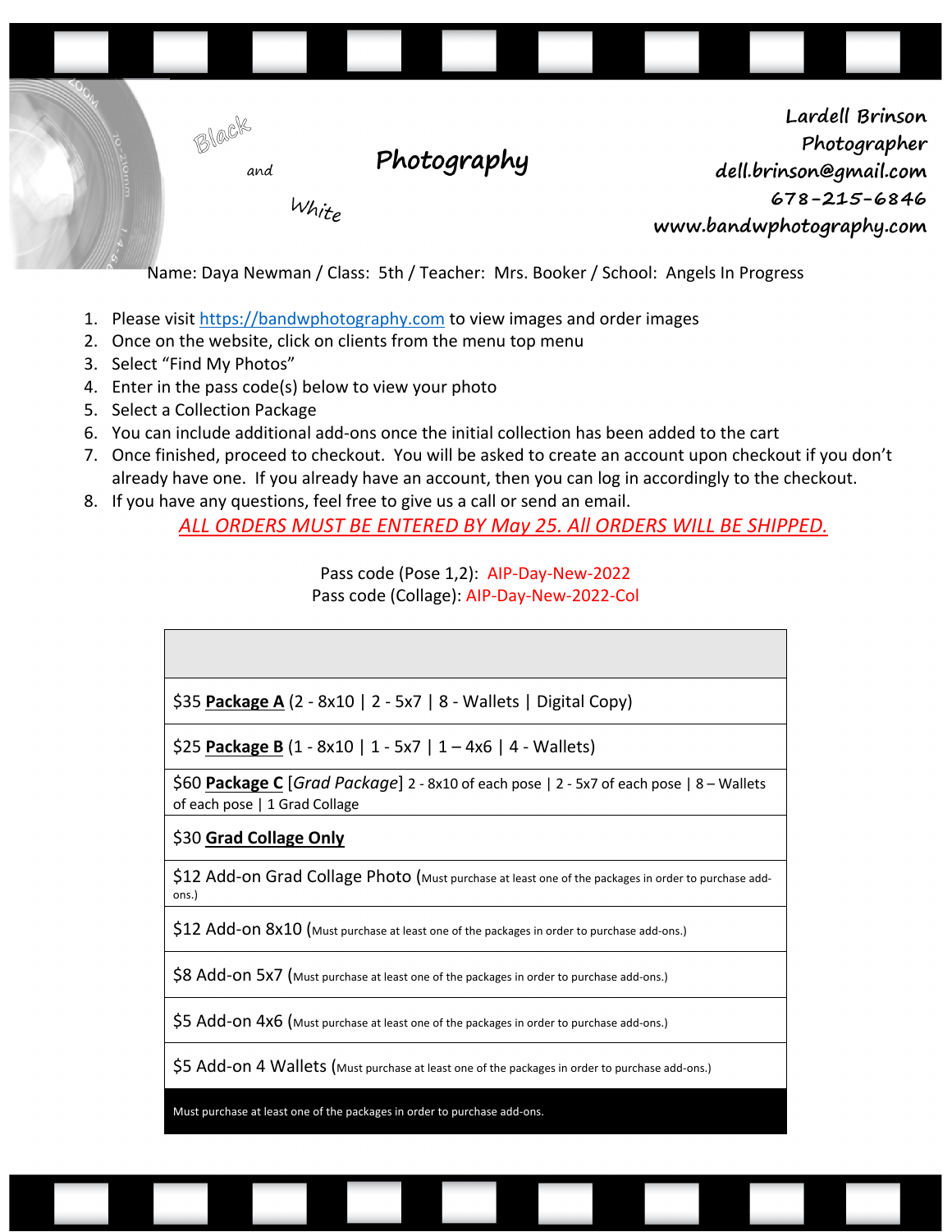Black and White **Photography**

**Lardell Brinson**
**Photographer**
**dell.brinson@gmail.com**
**678-215-6846**
**www.bandwphotography.com**

Name: Daya Newman / Class: 5th / Teacher: Mrs. Booker / School: Angels In Progress

1. Please visit https://bandwphotography.com to view images and order images
2. Once on the website, click on clients from the menu top menu
3. Select "Find My Photos"
4. Enter in the pass code(s) below to view your photo
5. Select a Collection Package
6. You can include additional add-ons once the initial collection has been added to the cart
7. Once finished, proceed to checkout. You will be asked to create an account upon checkout if you don't already have one. If you already have an account, then you can log in accordingly to the checkout.
8. If you have any questions, feel free to give us a call or send an email.

*ALL ORDERS MUST BE ENTERED BY May 25. All ORDERS WILL BE SHIPPED.*

Pass code (Pose 1,2): AIP-Day-New-2022
Pass code (Collage): AIP-Day-New-2022-Col

| |
|---|
| $35 **Package A** (2 - 8x10 \| 2 - 5x7 \| 8 - Wallets \| Digital Copy) |
| $25 **Package B** (1 - 8x10 \| 1 - 5x7 \| 1 – 4x6 \| 4 - Wallets) |
| $60 **Package C** [*Grad Package*] 2 - 8x10 of each pose \| 2 - 5x7 of each pose \| 8 – Wallets of each pose \| 1 Grad Collage |
| $30 **Grad Collage Only** |
| $12 Add-on Grad Collage Photo (Must purchase at least one of the packages in order to purchase add-ons.) |
| $12 Add-on 8x10 (Must purchase at least one of the packages in order to purchase add-ons.) |
| $8 Add-on 5x7 (Must purchase at least one of the packages in order to purchase add-ons.) |
| $5 Add-on 4x6 (Must purchase at least one of the packages in order to purchase add-ons.) |
| $5 Add-on 4 Wallets (Must purchase at least one of the packages in order to purchase add-ons.) |
| Must purchase at least one of the packages in order to purchase add-ons. |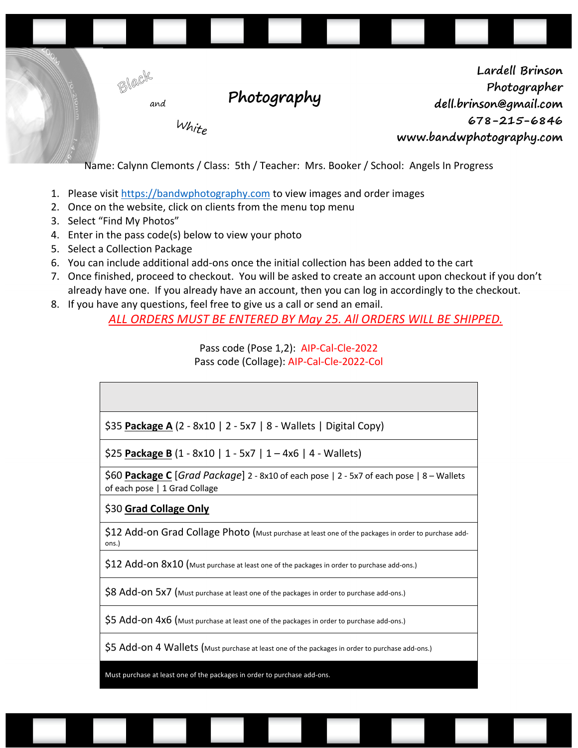Black and White **Photography**

Lardell Brinson
Photographer
dell.brinson@gmail.com
678-215-6846
www.bandwphotography.com

Name: Calynn Clemonts / Class: 5th / Teacher: Mrs. Booker / School: Angels In Progress

1. Please visit https://bandwphotography.com to view images and order images
2. Once on the website, click on clients from the menu top menu
3. Select "Find My Photos"
4. Enter in the pass code(s) below to view your photo
5. Select a Collection Package
6. You can include additional add-ons once the initial collection has been added to the cart
7. Once finished, proceed to checkout. You will be asked to create an account upon checkout if you don't already have one. If you already have an account, then you can log in accordingly to the checkout.
8. If you have any questions, feel free to give us a call or send an email.

*ALL ORDERS MUST BE ENTERED BY May 25. All ORDERS WILL BE SHIPPED.*

Pass code (Pose 1,2): AIP-Cal-Cle-2022
Pass code (Collage): AIP-Cal-Cle-2022-Col

| |
|---|
| $35 **Package A** (2 - 8x10 \| 2 - 5x7 \| 8 - Wallets \| Digital Copy) |
| $25 **Package B** (1 - 8x10 \| 1 - 5x7 \| 1 – 4x6 \| 4 - Wallets) |
| $60 **Package C** [*Grad Package*] 2 - 8x10 of each pose \| 2 - 5x7 of each pose \| 8 – Wallets of each pose \| 1 Grad Collage |
| $30 **Grad Collage Only** |
| $12 Add-on Grad Collage Photo (Must purchase at least one of the packages in order to purchase add-ons.) |
| $12 Add-on 8x10 (Must purchase at least one of the packages in order to purchase add-ons.) |
| $8 Add-on 5x7 (Must purchase at least one of the packages in order to purchase add-ons.) |
| $5 Add-on 4x6 (Must purchase at least one of the packages in order to purchase add-ons.) |
| $5 Add-on 4 Wallets (Must purchase at least one of the packages in order to purchase add-ons.) |
| Must purchase at least one of the packages in order to purchase add-ons. |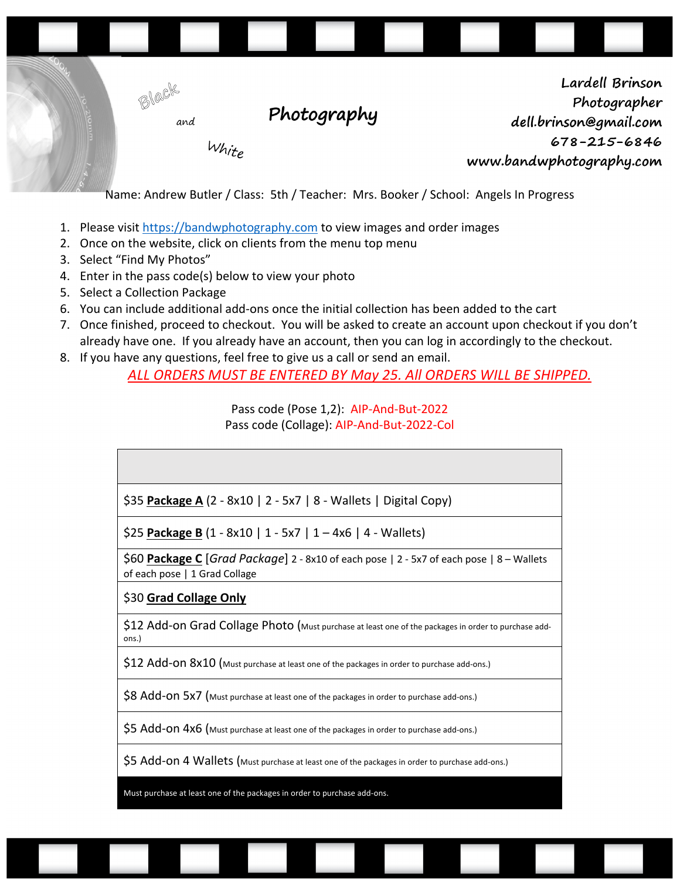Black and White **Photography**

**Lardell Brinson**
**Photographer**
**dell.brinson@gmail.com**
**678-215-6846**
**www.bandwphotography.com**

Name: Andrew Butler / Class: 5th / Teacher: Mrs. Booker / School: Angels In Progress

1. Please visit https://bandwphotography.com to view images and order images
2. Once on the website, click on clients from the menu top menu
3. Select "Find My Photos"
4. Enter in the pass code(s) below to view your photo
5. Select a Collection Package
6. You can include additional add-ons once the initial collection has been added to the cart
7. Once finished, proceed to checkout. You will be asked to create an account upon checkout if you don't already have one. If you already have an account, then you can log in accordingly to the checkout.
8. If you have any questions, feel free to give us a call or send an email.

*ALL ORDERS MUST BE ENTERED BY May 25. All ORDERS WILL BE SHIPPED.*

Pass code (Pose 1,2): AIP-And-But-2022
Pass code (Collage): AIP-And-But-2022-Col

| |
|---|
| $35 **Package A** (2 - 8x10 \| 2 - 5x7 \| 8 - Wallets \| Digital Copy) |
| $25 **Package B** (1 - 8x10 \| 1 - 5x7 \| 1 – 4x6 \| 4 - Wallets) |
| $60 **Package C** [*Grad Package*] 2 - 8x10 of each pose \| 2 - 5x7 of each pose \| 8 – Wallets of each pose \| 1 Grad Collage |
| $30 **Grad Collage Only** |
| $12 Add-on Grad Collage Photo (Must purchase at least one of the packages in order to purchase add-ons.) |
| $12 Add-on 8x10 (Must purchase at least one of the packages in order to purchase add-ons.) |
| $8 Add-on 5x7 (Must purchase at least one of the packages in order to purchase add-ons.) |
| $5 Add-on 4x6 (Must purchase at least one of the packages in order to purchase add-ons.) |
| $5 Add-on 4 Wallets (Must purchase at least one of the packages in order to purchase add-ons.) |
| Must purchase at least one of the packages in order to purchase add-ons. |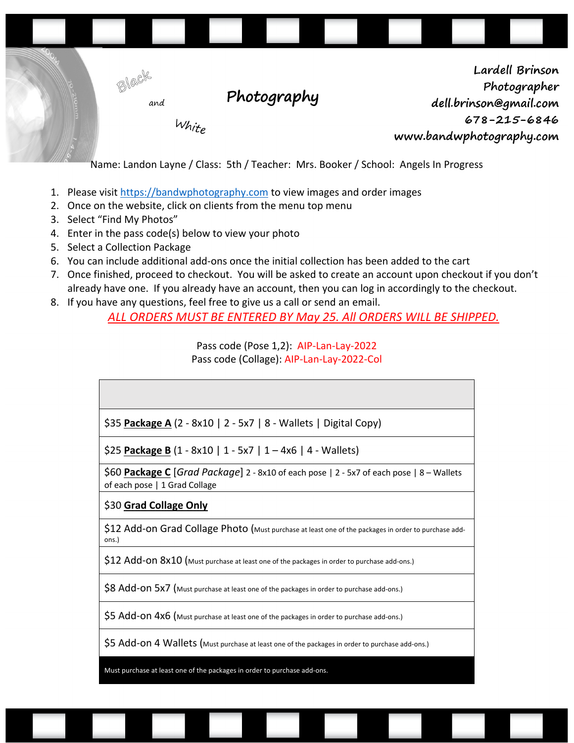Black and White **Photography**

**Lardell Brinson**
**Photographer**
**dell.brinson@gmail.com**
**678-215-6846**
**www.bandwphotography.com**

Name: Landon Layne / Class: 5th / Teacher: Mrs. Booker / School: Angels In Progress

1. Please visit https://bandwphotography.com to view images and order images
2. Once on the website, click on clients from the menu top menu
3. Select "Find My Photos"
4. Enter in the pass code(s) below to view your photo
5. Select a Collection Package
6. You can include additional add-ons once the initial collection has been added to the cart
7. Once finished, proceed to checkout. You will be asked to create an account upon checkout if you don't already have one. If you already have an account, then you can log in accordingly to the checkout.
8. If you have any questions, feel free to give us a call or send an email.

*ALL ORDERS MUST BE ENTERED BY May 25. All ORDERS WILL BE SHIPPED.*

Pass code (Pose 1,2): AIP-Lan-Lay-2022
Pass code (Collage): AIP-Lan-Lay-2022-Col

| |
|---|
| $35 **Package A** (2 - 8x10 \| 2 - 5x7 \| 8 - Wallets \| Digital Copy) |
| $25 **Package B** (1 - 8x10 \| 1 - 5x7 \| 1 – 4x6 \| 4 - Wallets) |
| $60 **Package C** [*Grad Package*] 2 - 8x10 of each pose \| 2 - 5x7 of each pose \| 8 – Wallets of each pose \| 1 Grad Collage |
| $30 **Grad Collage Only** |
| $12 Add-on Grad Collage Photo (Must purchase at least one of the packages in order to purchase add-ons.) |
| $12 Add-on 8x10 (Must purchase at least one of the packages in order to purchase add-ons.) |
| $8 Add-on 5x7 (Must purchase at least one of the packages in order to purchase add-ons.) |
| $5 Add-on 4x6 (Must purchase at least one of the packages in order to purchase add-ons.) |
| $5 Add-on 4 Wallets (Must purchase at least one of the packages in order to purchase add-ons.) |
| Must purchase at least one of the packages in order to purchase add-ons. |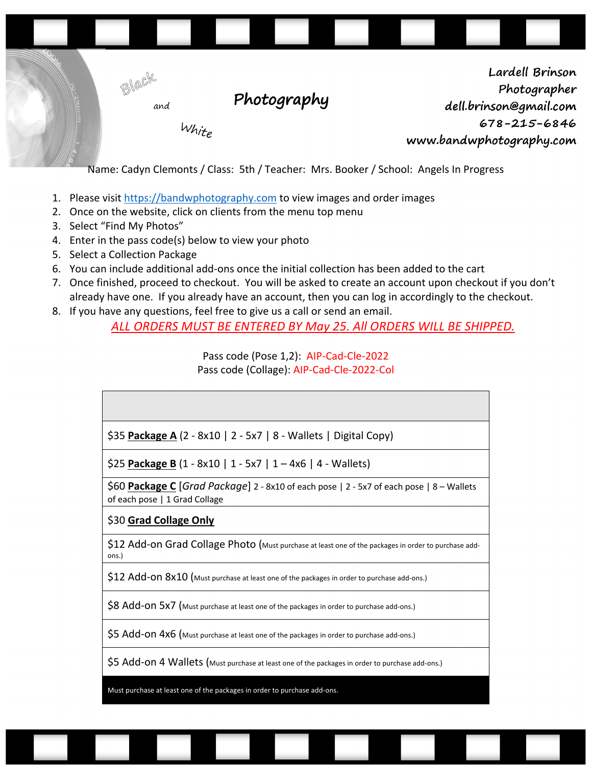Black and White **Photography**

**Lardell Brinson**
**Photographer**
**dell.brinson@gmail.com**
**678-215-6846**
**www.bandwphotography.com**

Name: Cadyn Clemonts / Class: 5th / Teacher: Mrs. Booker / School: Angels In Progress

1. Please visit https://bandwphotography.com to view images and order images
2. Once on the website, click on clients from the menu top menu
3. Select "Find My Photos"
4. Enter in the pass code(s) below to view your photo
5. Select a Collection Package
6. You can include additional add-ons once the initial collection has been added to the cart
7. Once finished, proceed to checkout. You will be asked to create an account upon checkout if you don't already have one. If you already have an account, then you can log in accordingly to the checkout.
8. If you have any questions, feel free to give us a call or send an email.

*ALL ORDERS MUST BE ENTERED BY May 25. All ORDERS WILL BE SHIPPED.*

Pass code (Pose 1,2): AIP-Cad-Cle-2022
Pass code (Collage): AIP-Cad-Cle-2022-Col

| |
|---|
| $35 **Package A** (2 - 8x10 \| 2 - 5x7 \| 8 - Wallets \| Digital Copy) |
| $25 **Package B** (1 - 8x10 \| 1 - 5x7 \| 1 – 4x6 \| 4 - Wallets) |
| $60 **Package C** [*Grad Package*] 2 - 8x10 of each pose \| 2 - 5x7 of each pose \| 8 – Wallets of each pose \| 1 Grad Collage |
| $30 **Grad Collage Only** |
| $12 Add-on Grad Collage Photo (Must purchase at least one of the packages in order to purchase add-ons.) |
| $12 Add-on 8x10 (Must purchase at least one of the packages in order to purchase add-ons.) |
| $8 Add-on 5x7 (Must purchase at least one of the packages in order to purchase add-ons.) |
| $5 Add-on 4x6 (Must purchase at least one of the packages in order to purchase add-ons.) |
| $5 Add-on 4 Wallets (Must purchase at least one of the packages in order to purchase add-ons.) |
| Must purchase at least one of the packages in order to purchase add-ons. |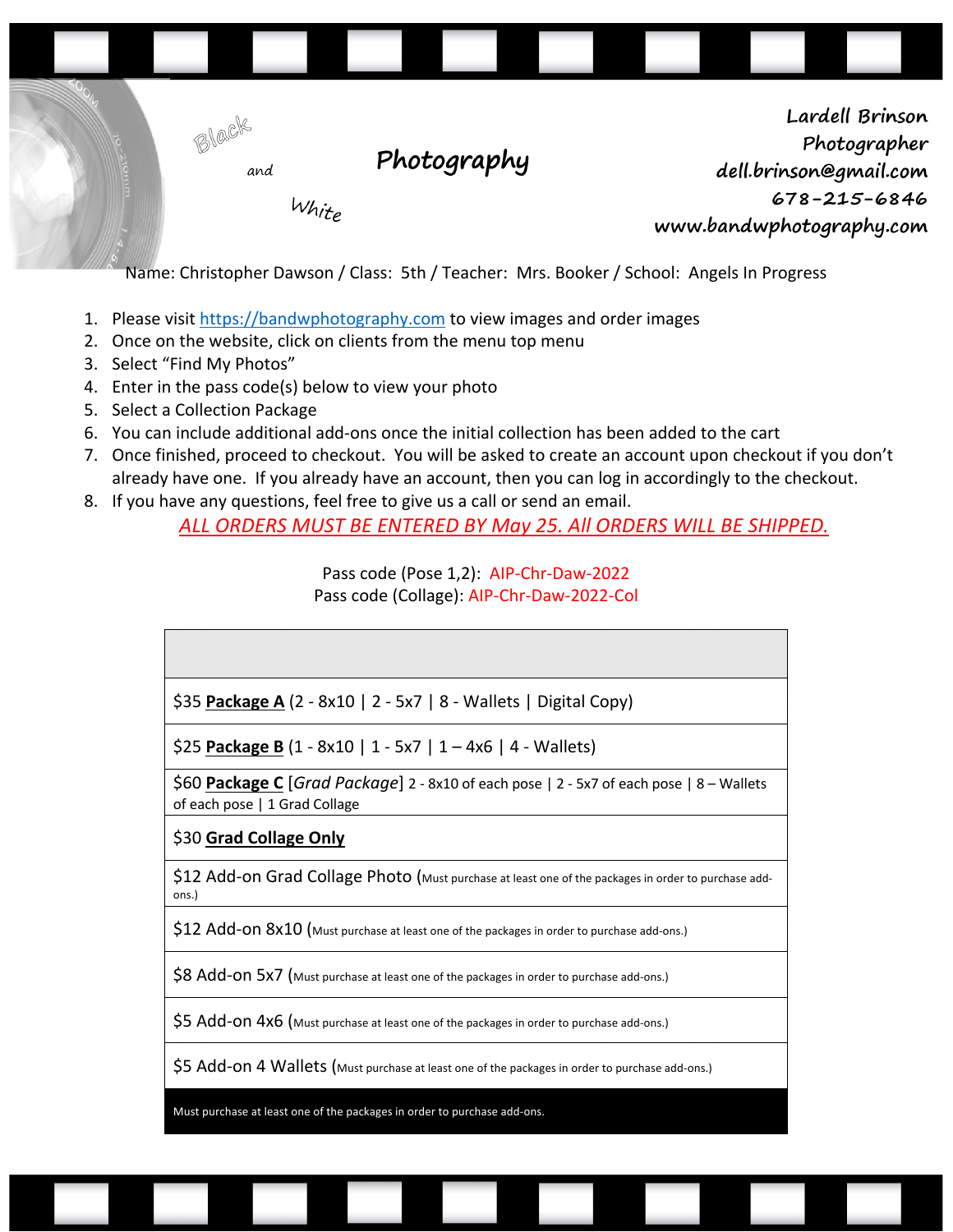Black and White **Photography**

**Lardell Brinson**
**Photographer**
**dell.brinson@gmail.com**
**678-215-6846**
**www.bandwphotography.com**

Name: Christopher Dawson / Class: 5th / Teacher: Mrs. Booker / School: Angels In Progress

1. Please visit https://bandwphotography.com to view images and order images
2. Once on the website, click on clients from the menu top menu
3. Select "Find My Photos"
4. Enter in the pass code(s) below to view your photo
5. Select a Collection Package
6. You can include additional add-ons once the initial collection has been added to the cart
7. Once finished, proceed to checkout. You will be asked to create an account upon checkout if you don't already have one. If you already have an account, then you can log in accordingly to the checkout.
8. If you have any questions, feel free to give us a call or send an email.

*ALL ORDERS MUST BE ENTERED BY May 25. All ORDERS WILL BE SHIPPED.*

Pass code (Pose 1,2): AIP-Chr-Daw-2022
Pass code (Collage): AIP-Chr-Daw-2022-Col

| |
|---|
| $35 **Package A** (2 - 8x10 \| 2 - 5x7 \| 8 - Wallets \| Digital Copy) |
| $25 **Package B** (1 - 8x10 \| 1 - 5x7 \| 1 – 4x6 \| 4 - Wallets) |
| $60 **Package C** [*Grad Package*] 2 - 8x10 of each pose \| 2 - 5x7 of each pose \| 8 – Wallets of each pose \| 1 Grad Collage |
| $30 **Grad Collage Only** |
| $12 Add-on Grad Collage Photo (Must purchase at least one of the packages in order to purchase add-ons.) |
| $12 Add-on 8x10 (Must purchase at least one of the packages in order to purchase add-ons.) |
| $8 Add-on 5x7 (Must purchase at least one of the packages in order to purchase add-ons.) |
| $5 Add-on 4x6 (Must purchase at least one of the packages in order to purchase add-ons.) |
| $5 Add-on 4 Wallets (Must purchase at least one of the packages in order to purchase add-ons.) |
| Must purchase at least one of the packages in order to purchase add-ons. |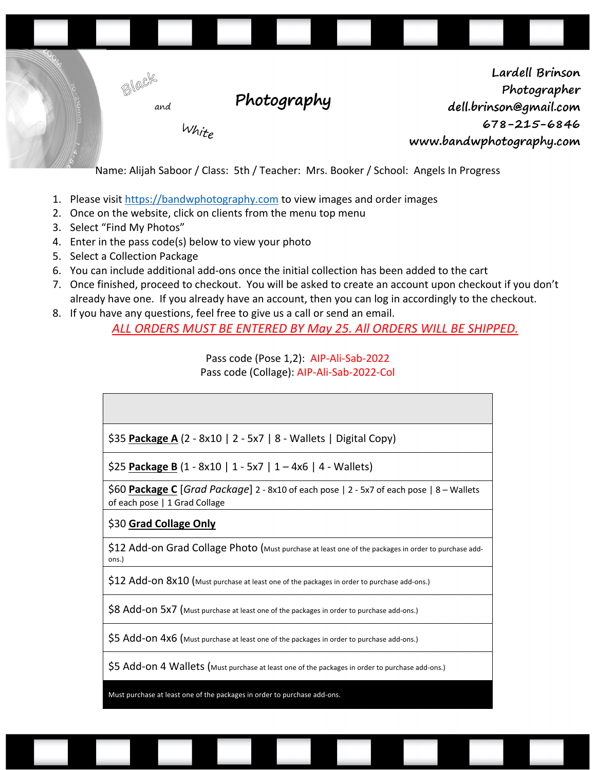Black and White **Photography**

**Lardell Brinson**
**Photographer**
**dell.brinson@gmail.com**
**678-215-6846**
**www.bandwphotography.com**

Name: Alijah Saboor / Class: 5th / Teacher: Mrs. Booker / School: Angels In Progress

1. Please visit https://bandwphotography.com to view images and order images
2. Once on the website, click on clients from the menu top menu
3. Select "Find My Photos"
4. Enter in the pass code(s) below to view your photo
5. Select a Collection Package
6. You can include additional add-ons once the initial collection has been added to the cart
7. Once finished, proceed to checkout. You will be asked to create an account upon checkout if you don't already have one. If you already have an account, then you can log in accordingly to the checkout.
8. If you have any questions, feel free to give us a call or send an email.

*ALL ORDERS MUST BE ENTERED BY May 25. All ORDERS WILL BE SHIPPED.*

Pass code (Pose 1,2): AIP-Ali-Sab-2022
Pass code (Collage): AIP-Ali-Sab-2022-Col

| |
|---|
| $35 **Package A** (2 - 8x10 \| 2 - 5x7 \| 8 - Wallets \| Digital Copy) |
| $25 **Package B** (1 - 8x10 \| 1 - 5x7 \| 1 – 4x6 \| 4 - Wallets) |
| $60 **Package C** [*Grad Package*] 2 - 8x10 of each pose \| 2 - 5x7 of each pose \| 8 – Wallets of each pose \| 1 Grad Collage |
| $30 **Grad Collage Only** |
| $12 Add-on Grad Collage Photo (Must purchase at least one of the packages in order to purchase add-ons.) |
| $12 Add-on 8x10 (Must purchase at least one of the packages in order to purchase add-ons.) |
| $8 Add-on 5x7 (Must purchase at least one of the packages in order to purchase add-ons.) |
| $5 Add-on 4x6 (Must purchase at least one of the packages in order to purchase add-ons.) |
| $5 Add-on 4 Wallets (Must purchase at least one of the packages in order to purchase add-ons.) |
| Must purchase at least one of the packages in order to purchase add-ons. |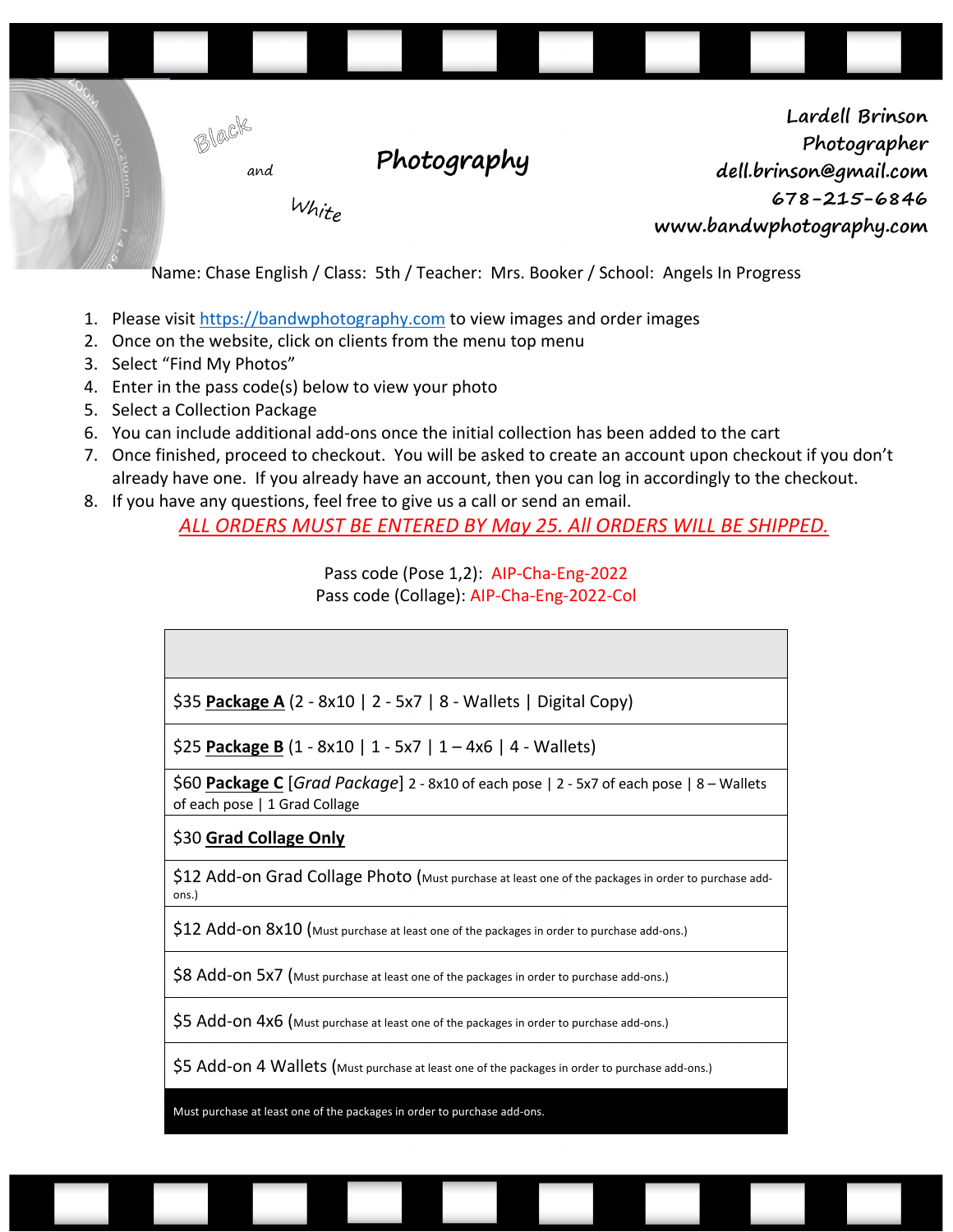Black and White **Photography**

Lardell Brinson
Photographer
dell.brinson@gmail.com
678-215-6846
www.bandwphotography.com

Name: Chase English / Class: 5th / Teacher: Mrs. Booker / School: Angels In Progress

1. Please visit https://bandwphotography.com to view images and order images
2. Once on the website, click on clients from the menu top menu
3. Select "Find My Photos"
4. Enter in the pass code(s) below to view your photo
5. Select a Collection Package
6. You can include additional add-ons once the initial collection has been added to the cart
7. Once finished, proceed to checkout. You will be asked to create an account upon checkout if you don't already have one. If you already have an account, then you can log in accordingly to the checkout.
8. If you have any questions, feel free to give us a call or send an email.

*ALL ORDERS MUST BE ENTERED BY May 25. All ORDERS WILL BE SHIPPED.*

Pass code (Pose 1,2): AIP-Cha-Eng-2022
Pass code (Collage): AIP-Cha-Eng-2022-Col

| |
|---|
| $35 **Package A** (2 - 8x10 \| 2 - 5x7 \| 8 - Wallets \| Digital Copy) |
| $25 **Package B** (1 - 8x10 \| 1 - 5x7 \| 1 – 4x6 \| 4 - Wallets) |
| $60 **Package C** [*Grad Package*] 2 - 8x10 of each pose \| 2 - 5x7 of each pose \| 8 – Wallets of each pose \| 1 Grad Collage |
| $30 **Grad Collage Only** |
| $12 Add-on Grad Collage Photo (Must purchase at least one of the packages in order to purchase add-ons.) |
| $12 Add-on 8x10 (Must purchase at least one of the packages in order to purchase add-ons.) |
| $8 Add-on 5x7 (Must purchase at least one of the packages in order to purchase add-ons.) |
| $5 Add-on 4x6 (Must purchase at least one of the packages in order to purchase add-ons.) |
| $5 Add-on 4 Wallets (Must purchase at least one of the packages in order to purchase add-ons.) |
| Must purchase at least one of the packages in order to purchase add-ons. |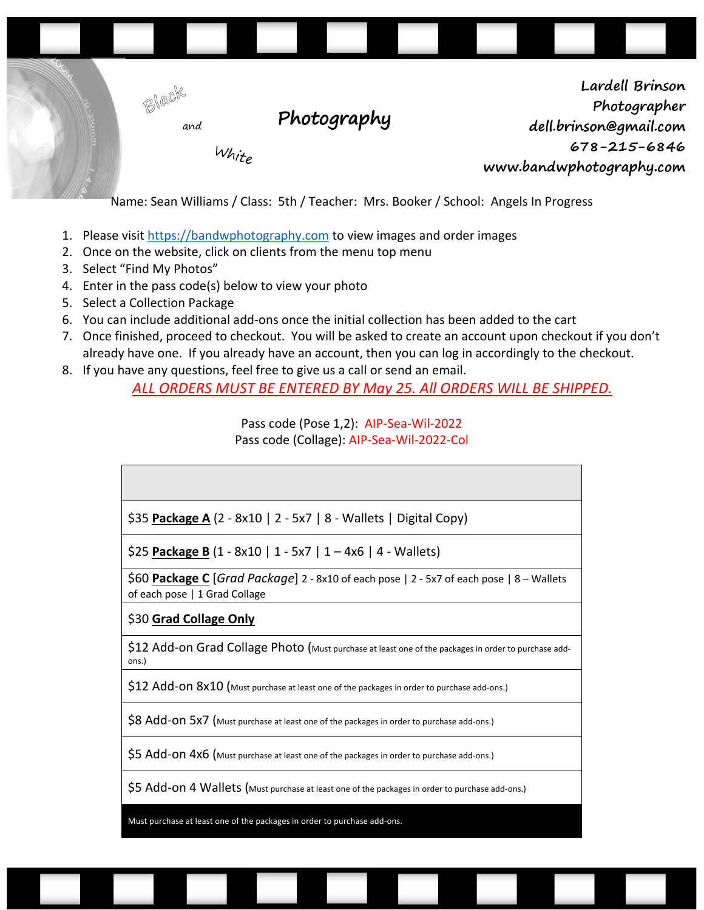Black and White **Photography**

**Lardell Brinson**
**Photographer**
**dell.brinson@gmail.com**
**678-215-6846**
**www.bandwphotography.com**

Name: Sean Williams / Class: 5th / Teacher: Mrs. Booker / School: Angels In Progress

1. Please visit https://bandwphotography.com to view images and order images
2. Once on the website, click on clients from the menu top menu
3. Select "Find My Photos"
4. Enter in the pass code(s) below to view your photo
5. Select a Collection Package
6. You can include additional add-ons once the initial collection has been added to the cart
7. Once finished, proceed to checkout. You will be asked to create an account upon checkout if you don't already have one. If you already have an account, then you can log in accordingly to the checkout.
8. If you have any questions, feel free to give us a call or send an email.

*ALL ORDERS MUST BE ENTERED BY May 25. All ORDERS WILL BE SHIPPED.*

Pass code (Pose 1,2): AIP-Sea-Wil-2022
Pass code (Collage): AIP-Sea-Wil-2022-Col

| |
|---|
| $35 **Package A** (2 - 8x10 \| 2 - 5x7 \| 8 - Wallets \| Digital Copy) |
| $25 **Package B** (1 - 8x10 \| 1 - 5x7 \| 1 – 4x6 \| 4 - Wallets) |
| $60 **Package C** [*Grad Package*] 2 - 8x10 of each pose \| 2 - 5x7 of each pose \| 8 – Wallets of each pose \| 1 Grad Collage |
| $30 **Grad Collage Only** |
| $12 Add-on Grad Collage Photo (Must purchase at least one of the packages in order to purchase add-ons.) |
| $12 Add-on 8x10 (Must purchase at least one of the packages in order to purchase add-ons.) |
| $8 Add-on 5x7 (Must purchase at least one of the packages in order to purchase add-ons.) |
| $5 Add-on 4x6 (Must purchase at least one of the packages in order to purchase add-ons.) |
| $5 Add-on 4 Wallets (Must purchase at least one of the packages in order to purchase add-ons.) |
| Must purchase at least one of the packages in order to purchase add-ons. |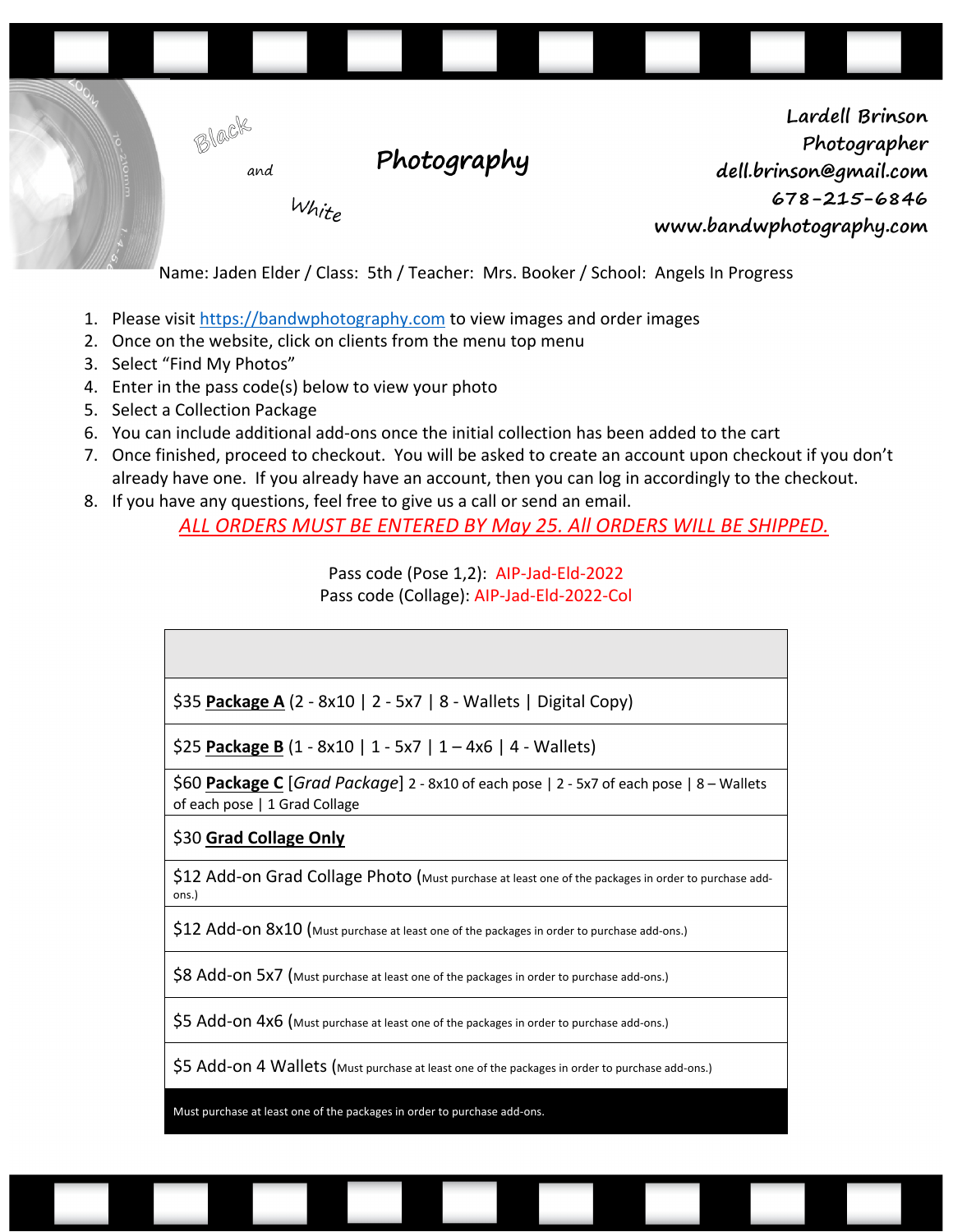Black and White **Photography**

**Lardell Brinson**
**Photographer**
**dell.brinson@gmail.com**
**678-215-6846**
**www.bandwphotography.com**

Name: Jaden Elder / Class: 5th / Teacher: Mrs. Booker / School: Angels In Progress

1. Please visit https://bandwphotography.com to view images and order images
2. Once on the website, click on clients from the menu top menu
3. Select "Find My Photos"
4. Enter in the pass code(s) below to view your photo
5. Select a Collection Package
6. You can include additional add-ons once the initial collection has been added to the cart
7. Once finished, proceed to checkout. You will be asked to create an account upon checkout if you don't already have one. If you already have an account, then you can log in accordingly to the checkout.
8. If you have any questions, feel free to give us a call or send an email.

*ALL ORDERS MUST BE ENTERED BY May 25. All ORDERS WILL BE SHIPPED.*

Pass code (Pose 1,2): AIP-Jad-Eld-2022
Pass code (Collage): AIP-Jad-Eld-2022-Col

| |
|---|
| $35 **Package A** (2 - 8x10 \| 2 - 5x7 \| 8 - Wallets \| Digital Copy) |
| $25 **Package B** (1 - 8x10 \| 1 - 5x7 \| 1 – 4x6 \| 4 - Wallets) |
| $60 **Package C** [*Grad Package*] 2 - 8x10 of each pose \| 2 - 5x7 of each pose \| 8 – Wallets of each pose \| 1 Grad Collage |
| $30 **Grad Collage Only** |
| $12 Add-on Grad Collage Photo (Must purchase at least one of the packages in order to purchase add-ons.) |
| $12 Add-on 8x10 (Must purchase at least one of the packages in order to purchase add-ons.) |
| $8 Add-on 5x7 (Must purchase at least one of the packages in order to purchase add-ons.) |
| $5 Add-on 4x6 (Must purchase at least one of the packages in order to purchase add-ons.) |
| $5 Add-on 4 Wallets (Must purchase at least one of the packages in order to purchase add-ons.) |
| Must purchase at least one of the packages in order to purchase add-ons. |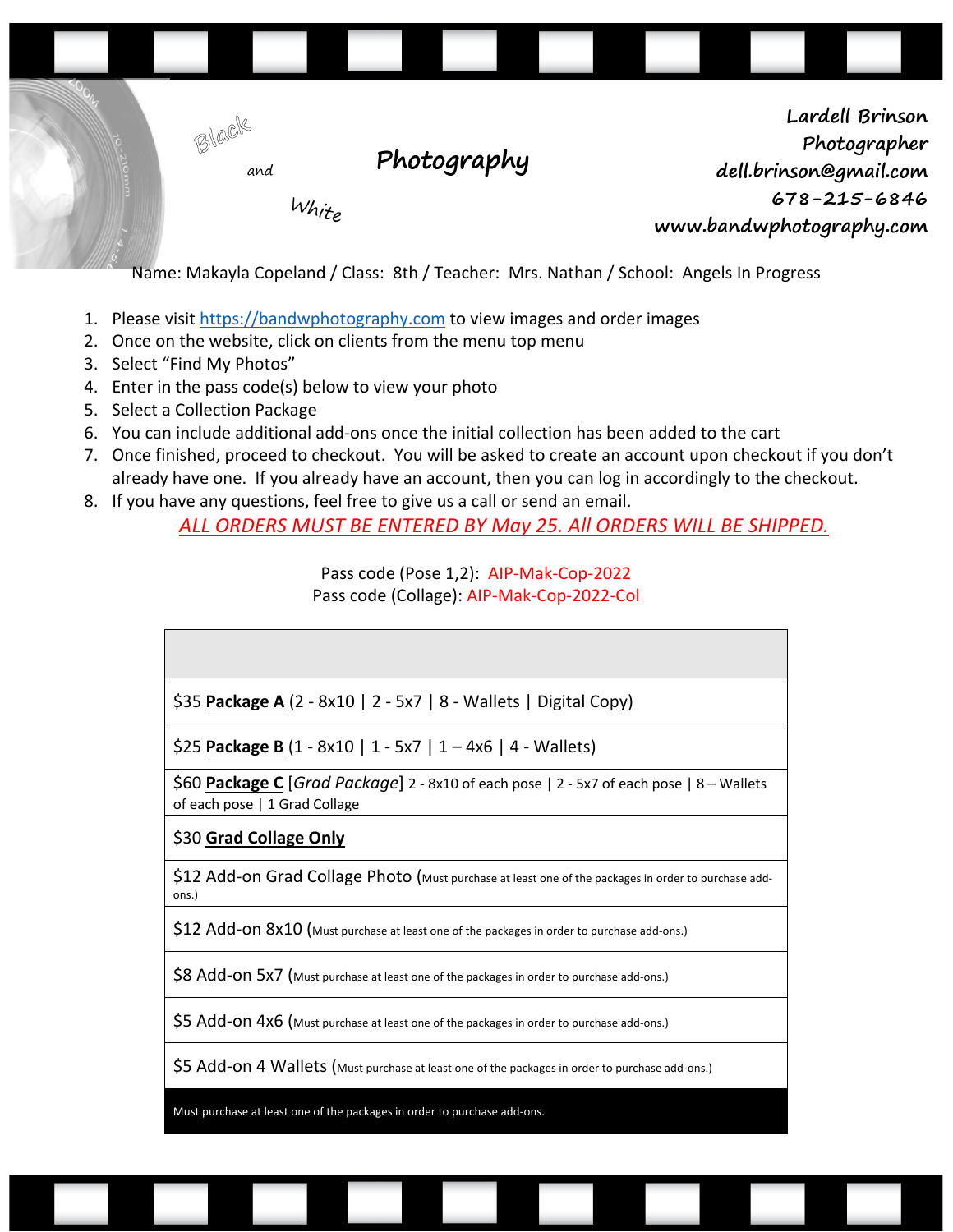Black and White **Photography**

**Lardell Brinson**
**Photographer**
**dell.brinson@gmail.com**
**678-215-6846**
**www.bandwphotography.com**

Name: Makayla Copeland / Class: 8th / Teacher: Mrs. Nathan / School: Angels In Progress

1. Please visit https://bandwphotography.com to view images and order images
2. Once on the website, click on clients from the menu top menu
3. Select "Find My Photos"
4. Enter in the pass code(s) below to view your photo
5. Select a Collection Package
6. You can include additional add-ons once the initial collection has been added to the cart
7. Once finished, proceed to checkout. You will be asked to create an account upon checkout if you don't already have one. If you already have an account, then you can log in accordingly to the checkout.
8. If you have any questions, feel free to give us a call or send an email.

*ALL ORDERS MUST BE ENTERED BY May 25. All ORDERS WILL BE SHIPPED.*

Pass code (Pose 1,2): AIP-Mak-Cop-2022
Pass code (Collage): AIP-Mak-Cop-2022-Col

| |
|---|
| $35 **Package A** (2 - 8x10 \| 2 - 5x7 \| 8 - Wallets \| Digital Copy) |
| $25 **Package B** (1 - 8x10 \| 1 - 5x7 \| 1 – 4x6 \| 4 - Wallets) |
| $60 **Package C** [*Grad Package*] 2 - 8x10 of each pose \| 2 - 5x7 of each pose \| 8 – Wallets of each pose \| 1 Grad Collage |
| $30 **Grad Collage Only** |
| $12 Add-on Grad Collage Photo (Must purchase at least one of the packages in order to purchase add-ons.) |
| $12 Add-on 8x10 (Must purchase at least one of the packages in order to purchase add-ons.) |
| $8 Add-on 5x7 (Must purchase at least one of the packages in order to purchase add-ons.) |
| $5 Add-on 4x6 (Must purchase at least one of the packages in order to purchase add-ons.) |
| $5 Add-on 4 Wallets (Must purchase at least one of the packages in order to purchase add-ons.) |
| Must purchase at least one of the packages in order to purchase add-ons. |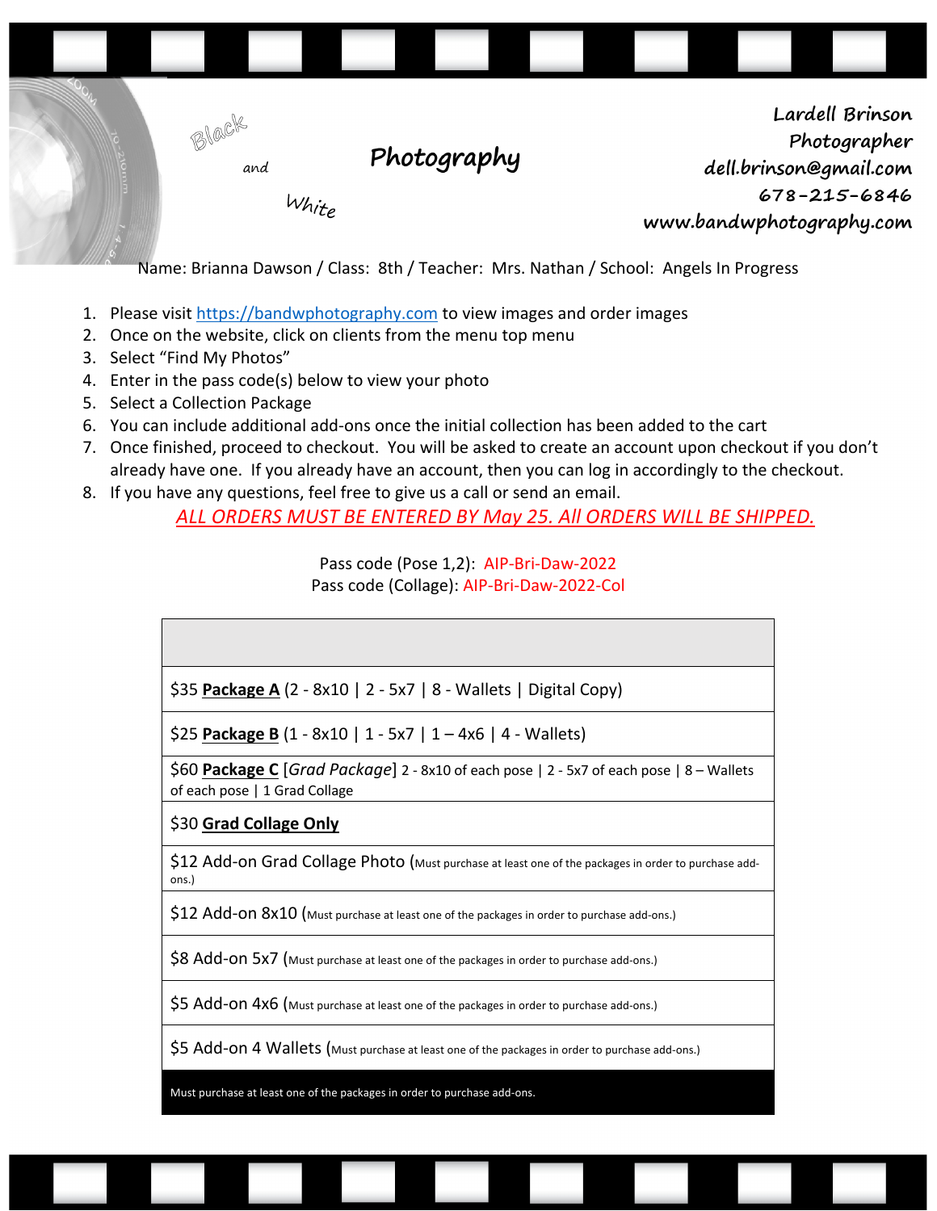Black and White **Photography**

**Lardell Brinson**
**Photographer**
**dell.brinson@gmail.com**
**678-215-6846**
**www.bandwphotography.com**

Name: Brianna Dawson / Class: 8th / Teacher: Mrs. Nathan / School: Angels In Progress

1. Please visit https://bandwphotography.com to view images and order images
2. Once on the website, click on clients from the menu top menu
3. Select "Find My Photos"
4. Enter in the pass code(s) below to view your photo
5. Select a Collection Package
6. You can include additional add-ons once the initial collection has been added to the cart
7. Once finished, proceed to checkout. You will be asked to create an account upon checkout if you don't already have one. If you already have an account, then you can log in accordingly to the checkout.
8. If you have any questions, feel free to give us a call or send an email.

*ALL ORDERS MUST BE ENTERED BY May 25. All ORDERS WILL BE SHIPPED.*

Pass code (Pose 1,2): AIP-Bri-Daw-2022
Pass code (Collage): AIP-Bri-Daw-2022-Col

| |
|---|
| $35 **Package A** (2 - 8x10 \| 2 - 5x7 \| 8 - Wallets \| Digital Copy) |
| $25 **Package B** (1 - 8x10 \| 1 - 5x7 \| 1 – 4x6 \| 4 - Wallets) |
| $60 **Package C** [*Grad Package*] 2 - 8x10 of each pose \| 2 - 5x7 of each pose \| 8 – Wallets of each pose \| 1 Grad Collage |
| $30 **Grad Collage Only** |
| $12 Add-on Grad Collage Photo (Must purchase at least one of the packages in order to purchase add-ons.) |
| $12 Add-on 8x10 (Must purchase at least one of the packages in order to purchase add-ons.) |
| $8 Add-on 5x7 (Must purchase at least one of the packages in order to purchase add-ons.) |
| $5 Add-on 4x6 (Must purchase at least one of the packages in order to purchase add-ons.) |
| $5 Add-on 4 Wallets (Must purchase at least one of the packages in order to purchase add-ons.) |
| Must purchase at least one of the packages in order to purchase add-ons. |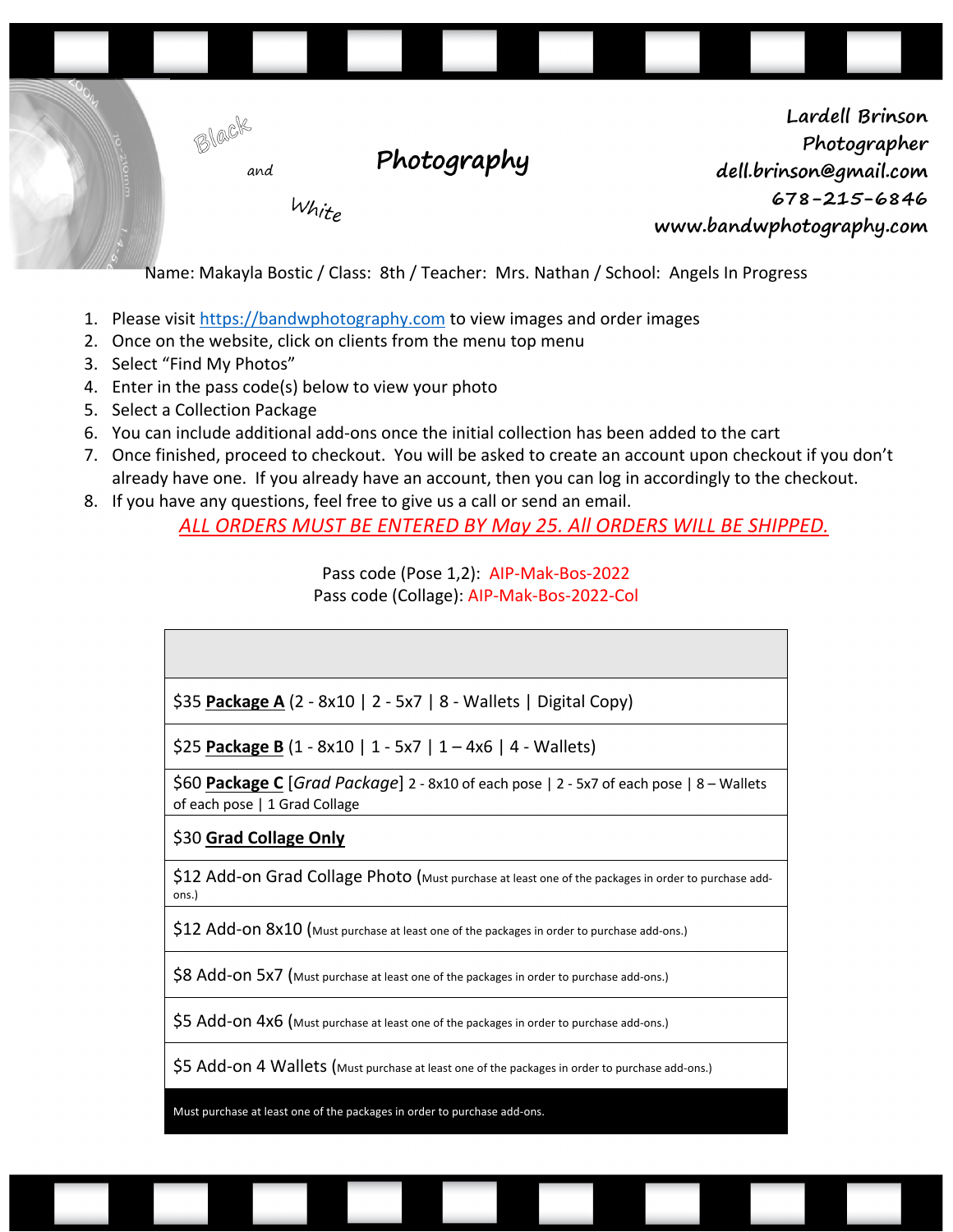Black and White **Photography**

**Lardell Brinson**
**Photographer**
**dell.brinson@gmail.com**
**678-215-6846**
**www.bandwphotography.com**

Name: Makayla Bostic / Class: 8th / Teacher: Mrs. Nathan / School: Angels In Progress

1. Please visit https://bandwphotography.com to view images and order images
2. Once on the website, click on clients from the menu top menu
3. Select "Find My Photos"
4. Enter in the pass code(s) below to view your photo
5. Select a Collection Package
6. You can include additional add-ons once the initial collection has been added to the cart
7. Once finished, proceed to checkout. You will be asked to create an account upon checkout if you don't already have one. If you already have an account, then you can log in accordingly to the checkout.
8. If you have any questions, feel free to give us a call or send an email.

*ALL ORDERS MUST BE ENTERED BY May 25. All ORDERS WILL BE SHIPPED.*

Pass code (Pose 1,2): AIP-Mak-Bos-2022
Pass code (Collage): AIP-Mak-Bos-2022-Col

| |
|---|
| $35 **Package A** (2 - 8x10 \| 2 - 5x7 \| 8 - Wallets \| Digital Copy) |
| $25 **Package B** (1 - 8x10 \| 1 - 5x7 \| 1 – 4x6 \| 4 - Wallets) |
| $60 **Package C** [*Grad Package*] 2 - 8x10 of each pose \| 2 - 5x7 of each pose \| 8 – Wallets of each pose \| 1 Grad Collage |
| $30 **Grad Collage Only** |
| $12 Add-on Grad Collage Photo (Must purchase at least one of the packages in order to purchase add-ons.) |
| $12 Add-on 8x10 (Must purchase at least one of the packages in order to purchase add-ons.) |
| $8 Add-on 5x7 (Must purchase at least one of the packages in order to purchase add-ons.) |
| $5 Add-on 4x6 (Must purchase at least one of the packages in order to purchase add-ons.) |
| $5 Add-on 4 Wallets (Must purchase at least one of the packages in order to purchase add-ons.) |
| Must purchase at least one of the packages in order to purchase add-ons. |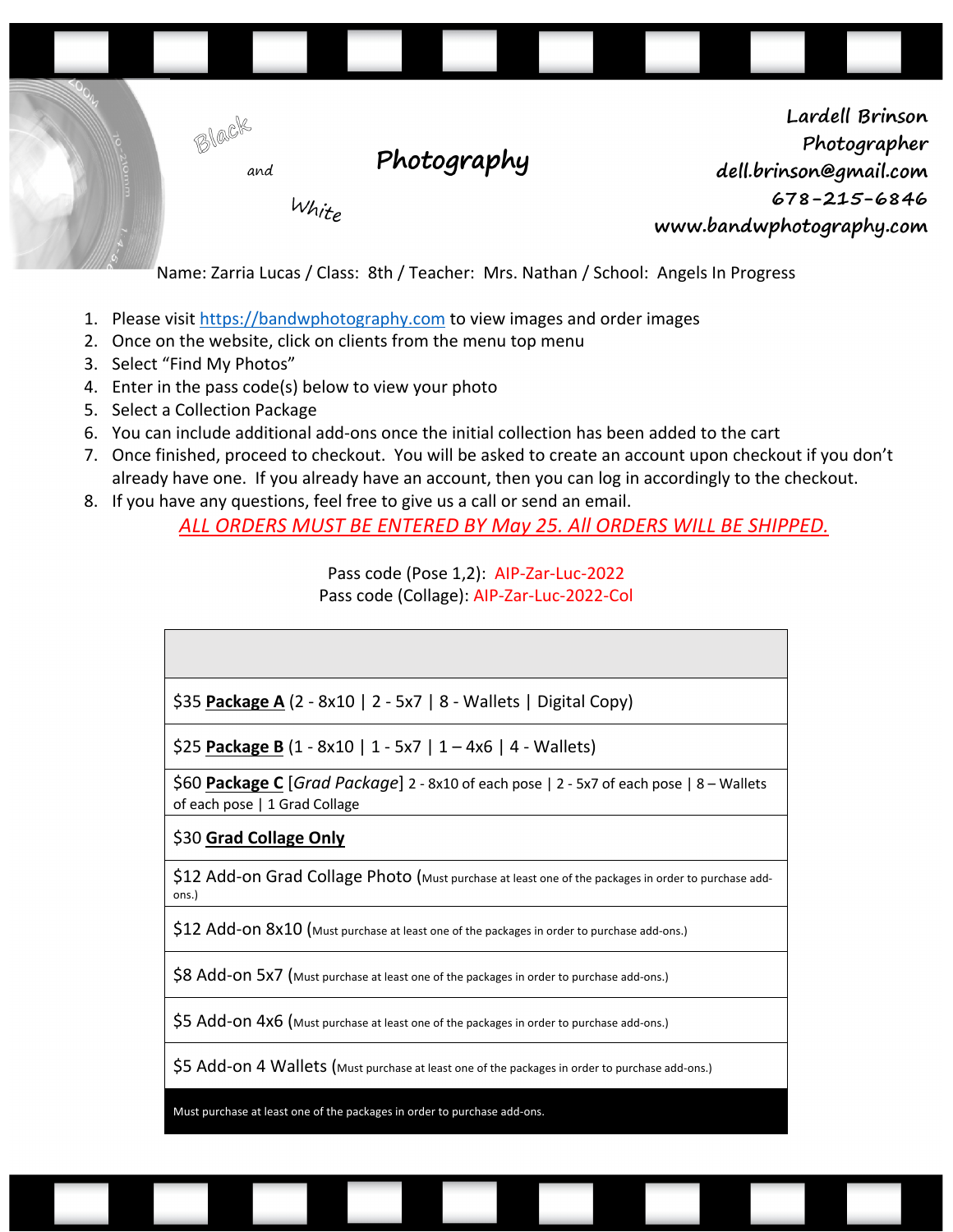Black and White **Photography**

**Lardell Brinson**
**Photographer**
**dell.brinson@gmail.com**
**678-215-6846**
**www.bandwphotography.com**

Name: Zarria Lucas / Class: 8th / Teacher: Mrs. Nathan / School: Angels In Progress

1. Please visit https://bandwphotography.com to view images and order images
2. Once on the website, click on clients from the menu top menu
3. Select "Find My Photos"
4. Enter in the pass code(s) below to view your photo
5. Select a Collection Package
6. You can include additional add-ons once the initial collection has been added to the cart
7. Once finished, proceed to checkout. You will be asked to create an account upon checkout if you don't already have one. If you already have an account, then you can log in accordingly to the checkout.
8. If you have any questions, feel free to give us a call or send an email.

*ALL ORDERS MUST BE ENTERED BY May 25. All ORDERS WILL BE SHIPPED.*

Pass code (Pose 1,2): AIP-Zar-Luc-2022
Pass code (Collage): AIP-Zar-Luc-2022-Col

| |
|---|
| $35 **Package A** (2 - 8x10 \| 2 - 5x7 \| 8 - Wallets \| Digital Copy) |
| $25 **Package B** (1 - 8x10 \| 1 - 5x7 \| 1 – 4x6 \| 4 - Wallets) |
| $60 **Package C** [*Grad Package*] 2 - 8x10 of each pose \| 2 - 5x7 of each pose \| 8 – Wallets of each pose \| 1 Grad Collage |
| $30 **Grad Collage Only** |
| $12 Add-on Grad Collage Photo (Must purchase at least one of the packages in order to purchase add-ons.) |
| $12 Add-on 8x10 (Must purchase at least one of the packages in order to purchase add-ons.) |
| $8 Add-on 5x7 (Must purchase at least one of the packages in order to purchase add-ons.) |
| $5 Add-on 4x6 (Must purchase at least one of the packages in order to purchase add-ons.) |
| $5 Add-on 4 Wallets (Must purchase at least one of the packages in order to purchase add-ons.) |
| Must purchase at least one of the packages in order to purchase add-ons. |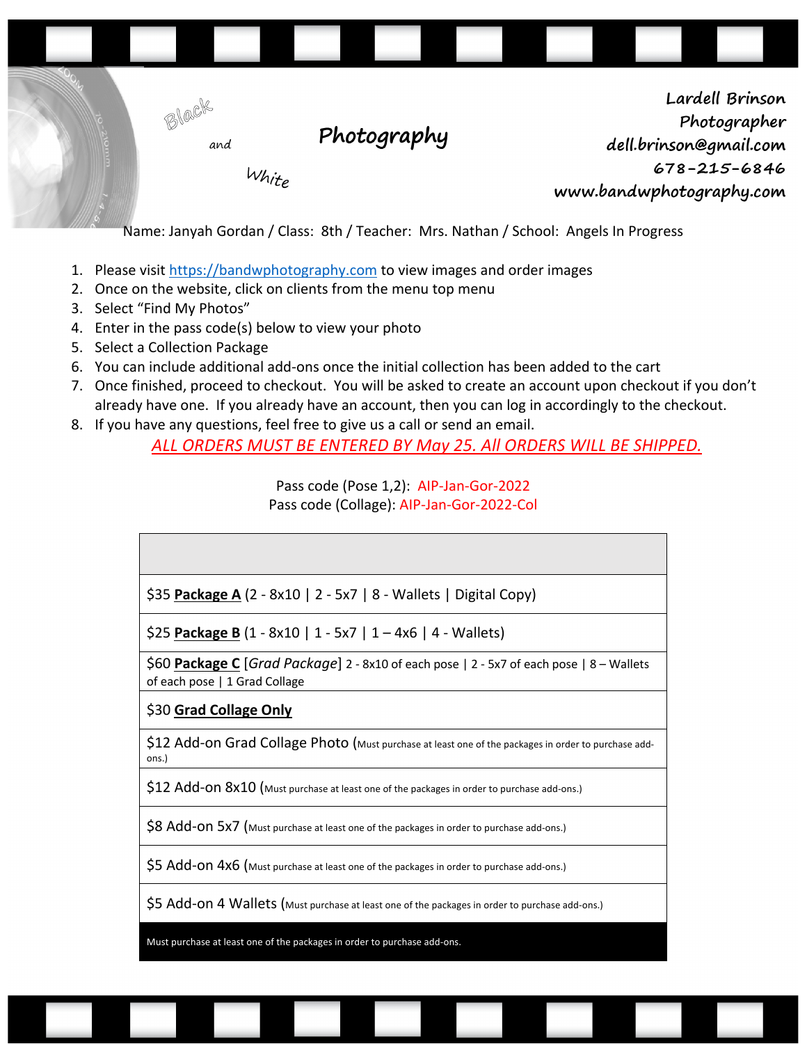Black and White **Photography**

**Lardell Brinson**
**Photographer**
**dell.brinson@gmail.com**
**678-215-6846**
**www.bandwphotography.com**

Name: Janyah Gordan / Class: 8th / Teacher: Mrs. Nathan / School: Angels In Progress

1. Please visit https://bandwphotography.com to view images and order images
2. Once on the website, click on clients from the menu top menu
3. Select "Find My Photos"
4. Enter in the pass code(s) below to view your photo
5. Select a Collection Package
6. You can include additional add-ons once the initial collection has been added to the cart
7. Once finished, proceed to checkout. You will be asked to create an account upon checkout if you don't already have one. If you already have an account, then you can log in accordingly to the checkout.
8. If you have any questions, feel free to give us a call or send an email.

*ALL ORDERS MUST BE ENTERED BY May 25. All ORDERS WILL BE SHIPPED.*

Pass code (Pose 1,2): AIP-Jan-Gor-2022
Pass code (Collage): AIP-Jan-Gor-2022-Col

| |
|---|
| $35 **Package A** (2 - 8x10 \| 2 - 5x7 \| 8 - Wallets \| Digital Copy) |
| $25 **Package B** (1 - 8x10 \| 1 - 5x7 \| 1 – 4x6 \| 4 - Wallets) |
| $60 **Package C** [*Grad Package*] 2 - 8x10 of each pose \| 2 - 5x7 of each pose \| 8 – Wallets of each pose \| 1 Grad Collage |
| $30 **Grad Collage Only** |
| $12 Add-on Grad Collage Photo (Must purchase at least one of the packages in order to purchase add-ons.) |
| $12 Add-on 8x10 (Must purchase at least one of the packages in order to purchase add-ons.) |
| $8 Add-on 5x7 (Must purchase at least one of the packages in order to purchase add-ons.) |
| $5 Add-on 4x6 (Must purchase at least one of the packages in order to purchase add-ons.) |
| $5 Add-on 4 Wallets (Must purchase at least one of the packages in order to purchase add-ons.) |
| Must purchase at least one of the packages in order to purchase add-ons. |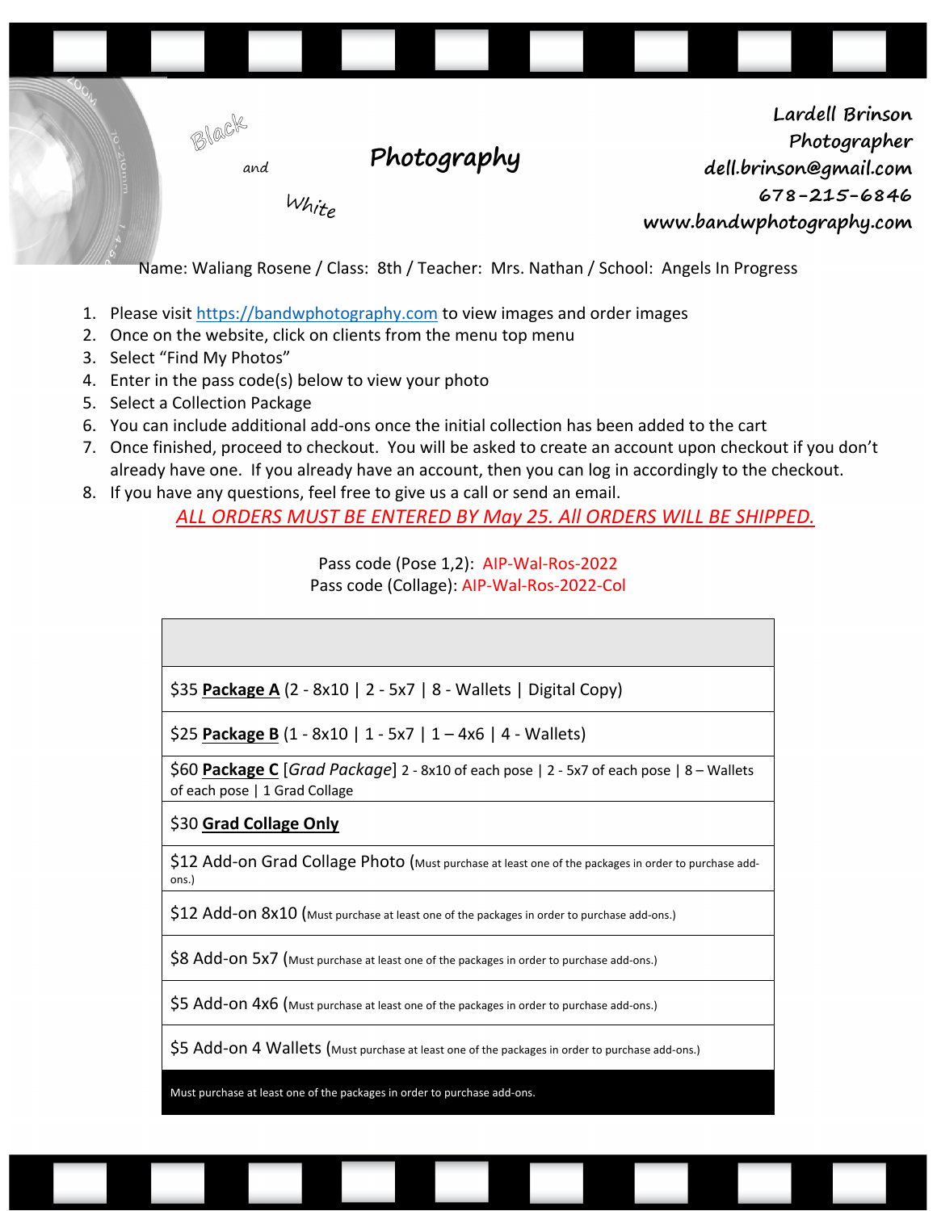Black and White **Photography**

**Lardell Brinson**
**Photographer**
**dell.brinson@gmail.com**
**678-215-6846**
**www.bandwphotography.com**

Name: Waliang Rosene / Class: 8th / Teacher: Mrs. Nathan / School: Angels In Progress

1. Please visit https://bandwphotography.com to view images and order images
2. Once on the website, click on clients from the menu top menu
3. Select "Find My Photos"
4. Enter in the pass code(s) below to view your photo
5. Select a Collection Package
6. You can include additional add-ons once the initial collection has been added to the cart
7. Once finished, proceed to checkout. You will be asked to create an account upon checkout if you don't already have one. If you already have an account, then you can log in accordingly to the checkout.
8. If you have any questions, feel free to give us a call or send an email.

*ALL ORDERS MUST BE ENTERED BY May 25. All ORDERS WILL BE SHIPPED.*

Pass code (Pose 1,2): AIP-Wal-Ros-2022
Pass code (Collage): AIP-Wal-Ros-2022-Col

| |
|---|
| $35 **Package A** (2 - 8x10 \| 2 - 5x7 \| 8 - Wallets \| Digital Copy) |
| $25 **Package B** (1 - 8x10 \| 1 - 5x7 \| 1 – 4x6 \| 4 - Wallets) |
| $60 **Package C** [*Grad Package*] 2 - 8x10 of each pose \| 2 - 5x7 of each pose \| 8 – Wallets of each pose \| 1 Grad Collage |
| $30 **Grad Collage Only** |
| $12 Add-on Grad Collage Photo (Must purchase at least one of the packages in order to purchase add-ons.) |
| $12 Add-on 8x10 (Must purchase at least one of the packages in order to purchase add-ons.) |
| $8 Add-on 5x7 (Must purchase at least one of the packages in order to purchase add-ons.) |
| $5 Add-on 4x6 (Must purchase at least one of the packages in order to purchase add-ons.) |
| $5 Add-on 4 Wallets (Must purchase at least one of the packages in order to purchase add-ons.) |
| Must purchase at least one of the packages in order to purchase add-ons. |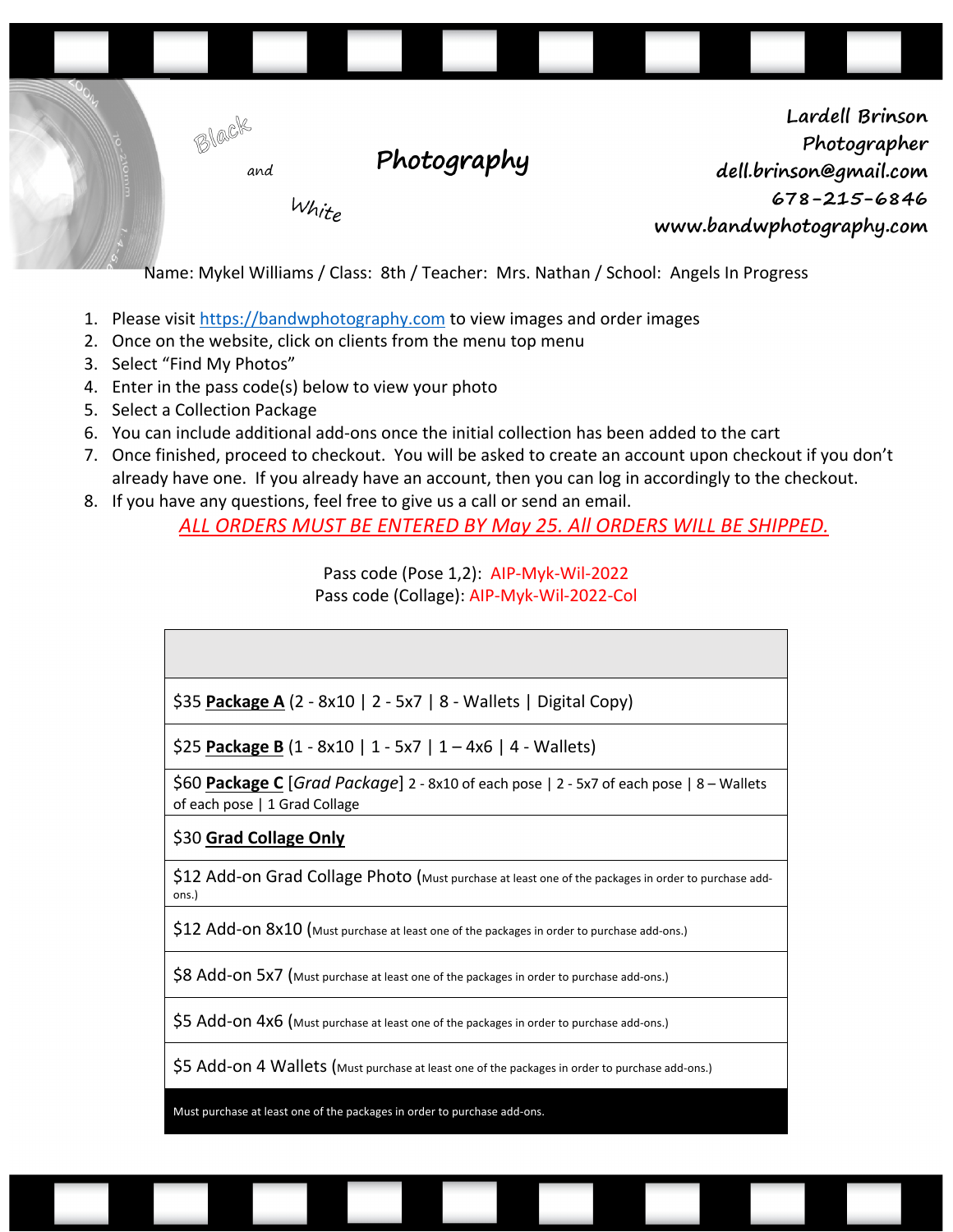Black and White **Photography**

**Lardell Brinson**
**Photographer**
**dell.brinson@gmail.com**
**678-215-6846**
**www.bandwphotography.com**

Name: Mykel Williams / Class: 8th / Teacher: Mrs. Nathan / School: Angels In Progress

1. Please visit https://bandwphotography.com to view images and order images
2. Once on the website, click on clients from the menu top menu
3. Select "Find My Photos"
4. Enter in the pass code(s) below to view your photo
5. Select a Collection Package
6. You can include additional add-ons once the initial collection has been added to the cart
7. Once finished, proceed to checkout. You will be asked to create an account upon checkout if you don't already have one. If you already have an account, then you can log in accordingly to the checkout.
8. If you have any questions, feel free to give us a call or send an email.

*ALL ORDERS MUST BE ENTERED BY May 25. All ORDERS WILL BE SHIPPED.*

Pass code (Pose 1,2): AIP-Myk-Wil-2022
Pass code (Collage): AIP-Myk-Wil-2022-Col

| |
|---|
| $35 **Package A** (2 - 8x10 \| 2 - 5x7 \| 8 - Wallets \| Digital Copy) |
| $25 **Package B** (1 - 8x10 \| 1 - 5x7 \| 1 – 4x6 \| 4 - Wallets) |
| $60 **Package C** [*Grad Package*] 2 - 8x10 of each pose \| 2 - 5x7 of each pose \| 8 – Wallets of each pose \| 1 Grad Collage |
| $30 **Grad Collage Only** |
| $12 Add-on Grad Collage Photo (Must purchase at least one of the packages in order to purchase add-ons.) |
| $12 Add-on 8x10 (Must purchase at least one of the packages in order to purchase add-ons.) |
| $8 Add-on 5x7 (Must purchase at least one of the packages in order to purchase add-ons.) |
| $5 Add-on 4x6 (Must purchase at least one of the packages in order to purchase add-ons.) |
| $5 Add-on 4 Wallets (Must purchase at least one of the packages in order to purchase add-ons.) |
| Must purchase at least one of the packages in order to purchase add-ons. |